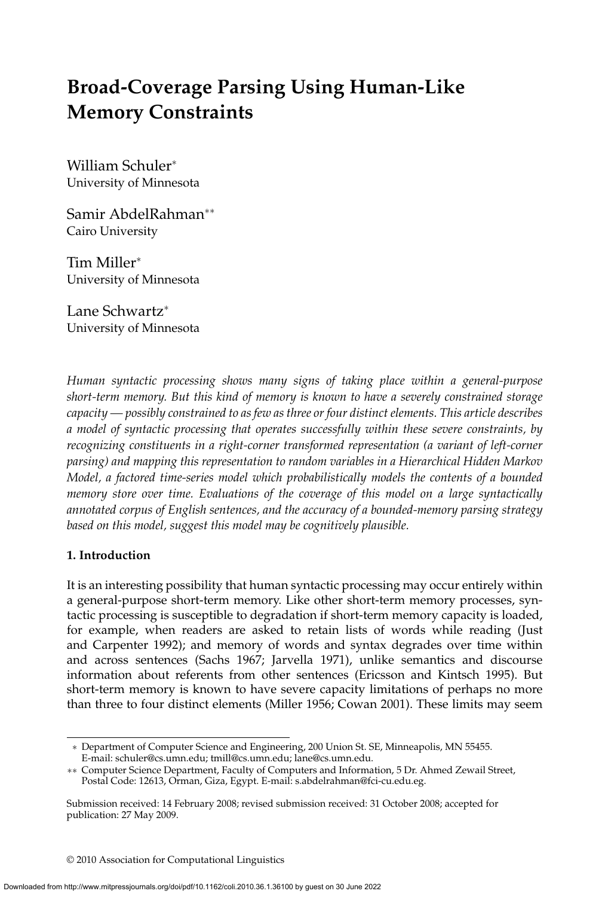# Broad-Coverage Parsing Using Human-Like Memory Constraints

William Schuler*
University of Minnesota

Samir AbdelRahman**
Cairo University

Tim Miller*
University of Minnesota

Lane Schwartz*
University of Minnesota

*Human syntactic processing shows many signs of taking place within a general-purpose short-term memory. But this kind of memory is known to have a severely constrained storage capacity — possibly constrained to as few as three or four distinct elements. This article describes a model of syntactic processing that operates successfully within these severe constraints, by recognizing constituents in a right-corner transformed representation (a variant of left-corner parsing) and mapping this representation to random variables in a Hierarchical Hidden Markov Model, a factored time-series model which probabilistically models the contents of a bounded memory store over time. Evaluations of the coverage of this model on a large syntactically annotated corpus of English sentences, and the accuracy of a bounded-memory parsing strategy based on this model, suggest this model may be cognitively plausible.*

## 1. Introduction

It is an interesting possibility that human syntactic processing may occur entirely within a general-purpose short-term memory. Like other short-term memory processes, syntactic processing is susceptible to degradation if short-term memory capacity is loaded, for example, when readers are asked to retain lists of words while reading (Just and Carpenter 1992); and memory of words and syntax degrades over time within and across sentences (Sachs 1967; Jarvella 1971), unlike semantics and discourse information about referents from other sentences (Ericsson and Kintsch 1995). But short-term memory is known to have severe capacity limitations of perhaps no more than three to four distinct elements (Miller 1956; Cowan 2001). These limits may seem

---

* Department of Computer Science and Engineering, 200 Union St. SE, Minneapolis, MN 55455. E-mail: schuler@cs.umn.edu; tmill@cs.umn.edu; lane@cs.umn.edu.

** Computer Science Department, Faculty of Computers and Information, 5 Dr. Ahmed Zewail Street, Postal Code: 12613, Orman, Giza, Egypt. E-mail: s.abdelrahman@fci-cu.edu.eg.

Submission received: 14 February 2008; revised submission received: 31 October 2008; accepted for publication: 27 May 2009.

© 2010 Association for Computational Linguistics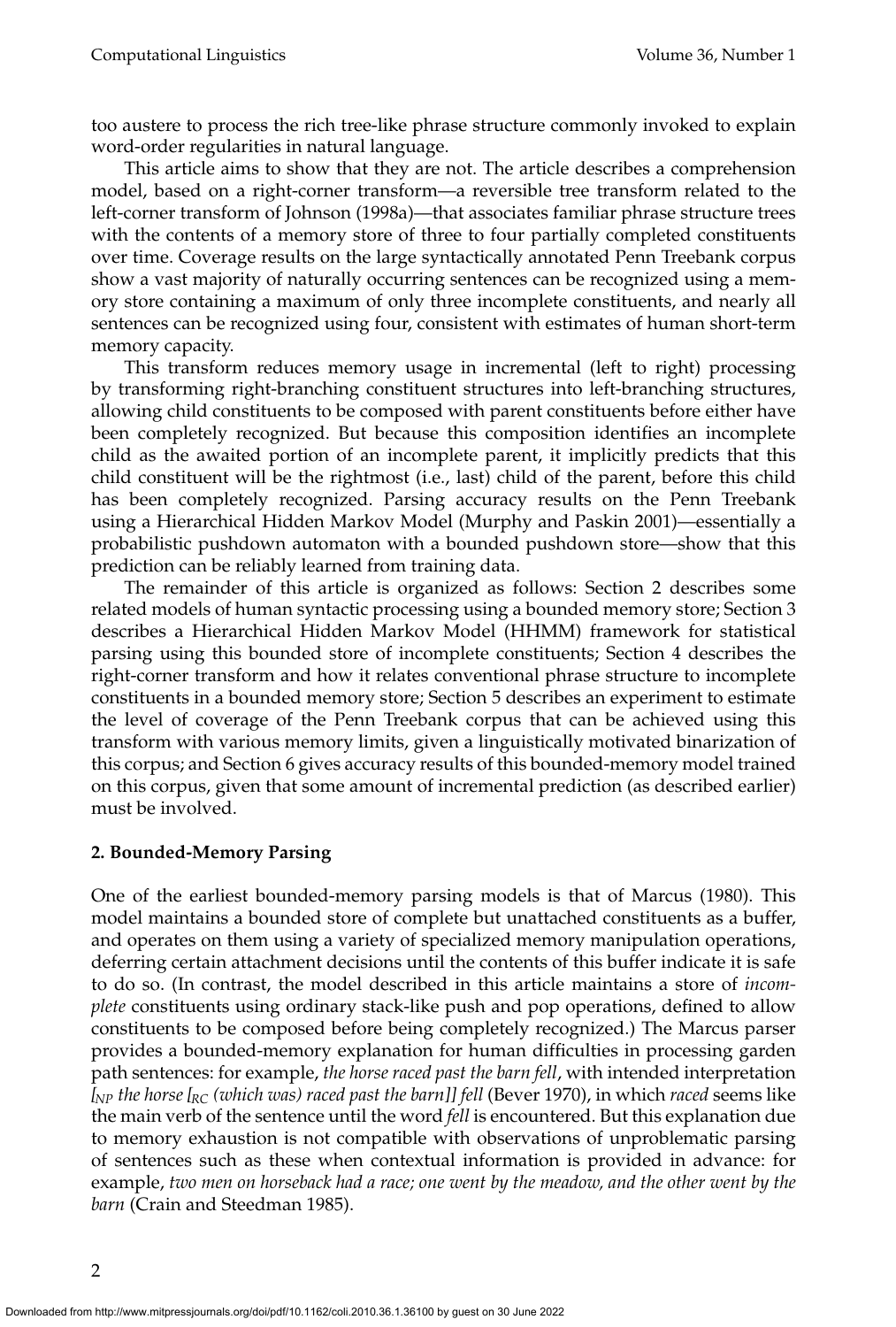too austere to process the rich tree-like phrase structure commonly invoked to explain word-order regularities in natural language.

This article aims to show that they are not. The article describes a comprehension model, based on a right-corner transform—a reversible tree transform related to the left-corner transform of Johnson (1998a)—that associates familiar phrase structure trees with the contents of a memory store of three to four partially completed constituents over time. Coverage results on the large syntactically annotated Penn Treebank corpus show a vast majority of naturally occurring sentences can be recognized using a memory store containing a maximum of only three incomplete constituents, and nearly all sentences can be recognized using four, consistent with estimates of human short-term memory capacity.

This transform reduces memory usage in incremental (left to right) processing by transforming right-branching constituent structures into left-branching structures, allowing child constituents to be composed with parent constituents before either have been completely recognized. But because this composition identifies an incomplete child as the awaited portion of an incomplete parent, it implicitly predicts that this child constituent will be the rightmost (i.e., last) child of the parent, before this child has been completely recognized. Parsing accuracy results on the Penn Treebank using a Hierarchical Hidden Markov Model (Murphy and Paskin 2001)—essentially a probabilistic pushdown automaton with a bounded pushdown store—show that this prediction can be reliably learned from training data.

The remainder of this article is organized as follows: Section 2 describes some related models of human syntactic processing using a bounded memory store; Section 3 describes a Hierarchical Hidden Markov Model (HHMM) framework for statistical parsing using this bounded store of incomplete constituents; Section 4 describes the right-corner transform and how it relates conventional phrase structure to incomplete constituents in a bounded memory store; Section 5 describes an experiment to estimate the level of coverage of the Penn Treebank corpus that can be achieved using this transform with various memory limits, given a linguistically motivated binarization of this corpus; and Section 6 gives accuracy results of this bounded-memory model trained on this corpus, given that some amount of incremental prediction (as described earlier) must be involved.

## 2. Bounded-Memory Parsing

One of the earliest bounded-memory parsing models is that of Marcus (1980). This model maintains a bounded store of complete but unattached constituents as a buffer, and operates on them using a variety of specialized memory manipulation operations, deferring certain attachment decisions until the contents of this buffer indicate it is safe to do so. (In contrast, the model described in this article maintains a store of *incomplete* constituents using ordinary stack-like push and pop operations, defined to allow constituents to be composed before being completely recognized.) The Marcus parser provides a bounded-memory explanation for human difficulties in processing garden path sentences: for example, *the horse raced past the barn fell*, with intended interpretation *[$_{NP}$ the horse [$_{RC}$ (which was) raced past the barn]] fell* (Bever 1970), in which *raced* seems like the main verb of the sentence until the word *fell* is encountered. But this explanation due to memory exhaustion is not compatible with observations of unproblematic parsing of sentences such as these when contextual information is provided in advance: for example, *two men on horseback had a race; one went by the meadow, and the other went by the barn* (Crain and Steedman 1985).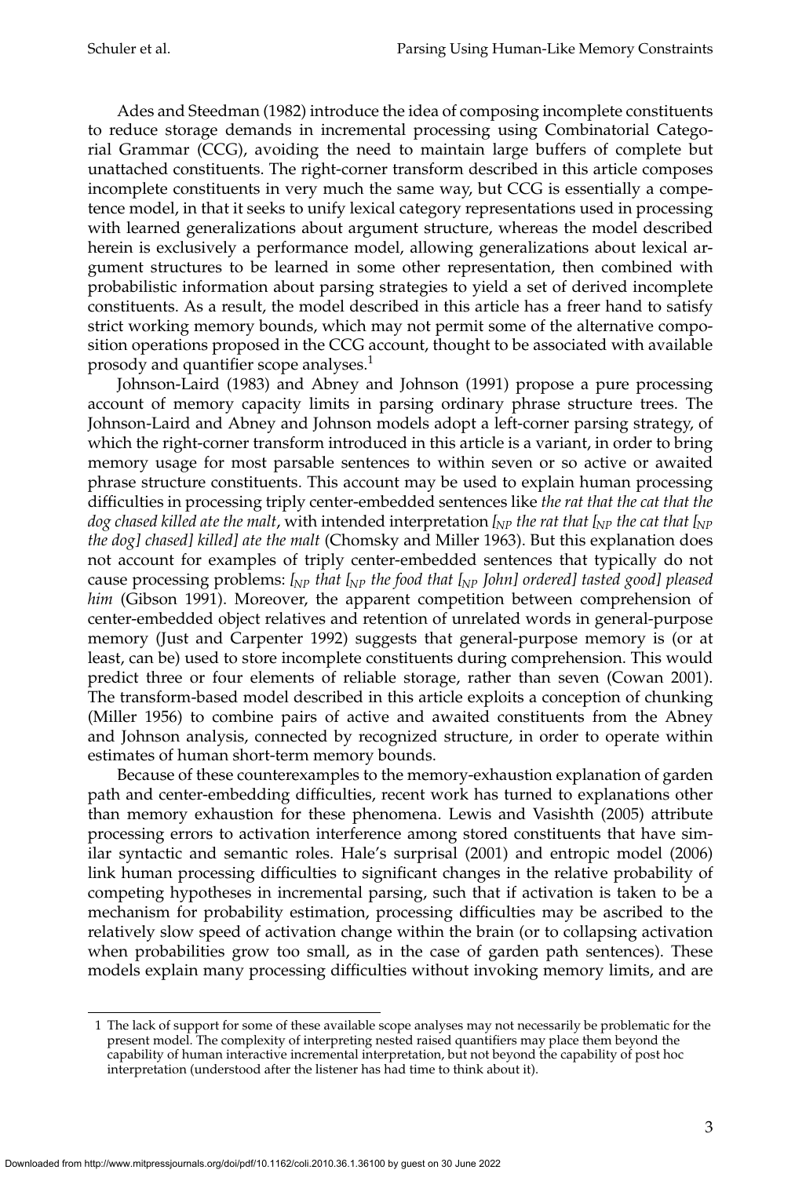Ades and Steedman (1982) introduce the idea of composing incomplete constituents to reduce storage demands in incremental processing using Combinatorial Categorial Grammar (CCG), avoiding the need to maintain large buffers of complete but unattached constituents. The right-corner transform described in this article composes incomplete constituents in very much the same way, but CCG is essentially a competence model, in that it seeks to unify lexical category representations used in processing with learned generalizations about argument structure, whereas the model described herein is exclusively a performance model, allowing generalizations about lexical argument structures to be learned in some other representation, then combined with probabilistic information about parsing strategies to yield a set of derived incomplete constituents. As a result, the model described in this article has a freer hand to satisfy strict working memory bounds, which may not permit some of the alternative composition operations proposed in the CCG account, thought to be associated with available prosody and quantifier scope analyses.[1]

Johnson-Laird (1983) and Abney and Johnson (1991) propose a pure processing account of memory capacity limits in parsing ordinary phrase structure trees. The Johnson-Laird and Abney and Johnson models adopt a left-corner parsing strategy, of which the right-corner transform introduced in this article is a variant, in order to bring memory usage for most parsable sentences to within seven or so active or awaited phrase structure constituents. This account may be used to explain human processing difficulties in processing triply center-embedded sentences like *the rat that the cat that the dog chased killed ate the malt*, with intended interpretation *[$_{NP}$ the rat that [$_{NP}$ the cat that [$_{NP}$ the dog] chased] killed] ate the malt* (Chomsky and Miller 1963). But this explanation does not account for examples of triply center-embedded sentences that typically do not cause processing problems: *[$_{NP}$ that [$_{NP}$ the food that [$_{NP}$ John] ordered] tasted good] pleased him* (Gibson 1991). Moreover, the apparent competition between comprehension of center-embedded object relatives and retention of unrelated words in general-purpose memory (Just and Carpenter 1992) suggests that general-purpose memory is (or at least, can be) used to store incomplete constituents during comprehension. This would predict three or four elements of reliable storage, rather than seven (Cowan 2001). The transform-based model described in this article exploits a conception of chunking (Miller 1956) to combine pairs of active and awaited constituents from the Abney and Johnson analysis, connected by recognized structure, in order to operate within estimates of human short-term memory bounds.

Because of these counterexamples to the memory-exhaustion explanation of garden path and center-embedding difficulties, recent work has turned to explanations other than memory exhaustion for these phenomena. Lewis and Vasishth (2005) attribute processing errors to activation interference among stored constituents that have similar syntactic and semantic roles. Hale's surprisal (2001) and entropic model (2006) link human processing difficulties to significant changes in the relative probability of competing hypotheses in incremental parsing, such that if activation is taken to be a mechanism for probability estimation, processing difficulties may be ascribed to the relatively slow speed of activation change within the brain (or to collapsing activation when probabilities grow too small, as in the case of garden path sentences). These models explain many processing difficulties without invoking memory limits, and are

---

1 The lack of support for some of these available scope analyses may not necessarily be problematic for the present model. The complexity of interpreting nested raised quantifiers may place them beyond the capability of human interactive incremental interpretation, but not beyond the capability of post hoc interpretation (understood after the listener has had time to think about it).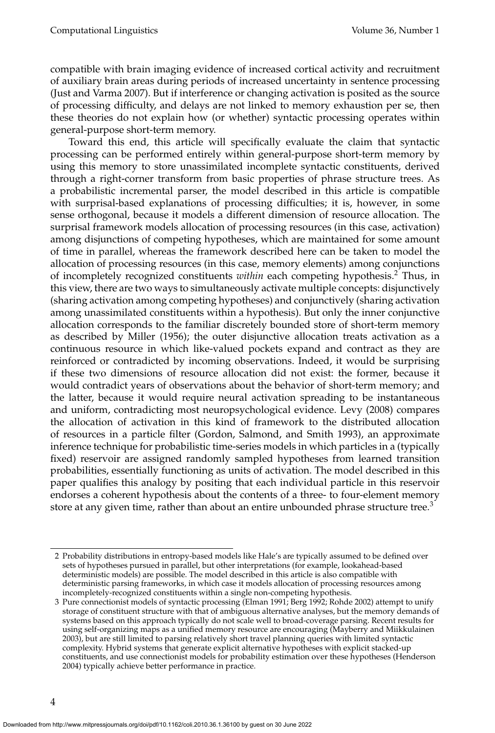compatible with brain imaging evidence of increased cortical activity and recruitment of auxiliary brain areas during periods of increased uncertainty in sentence processing (Just and Varma 2007). But if interference or changing activation is posited as the source of processing difficulty, and delays are not linked to memory exhaustion per se, then these theories do not explain how (or whether) syntactic processing operates within general-purpose short-term memory.

Toward this end, this article will specifically evaluate the claim that syntactic processing can be performed entirely within general-purpose short-term memory by using this memory to store unassimilated incomplete syntactic constituents, derived through a right-corner transform from basic properties of phrase structure trees. As a probabilistic incremental parser, the model described in this article is compatible with surprisal-based explanations of processing difficulties; it is, however, in some sense orthogonal, because it models a different dimension of resource allocation. The surprisal framework models allocation of processing resources (in this case, activation) among disjunctions of competing hypotheses, which are maintained for some amount of time in parallel, whereas the framework described here can be taken to model the allocation of processing resources (in this case, memory elements) among conjunctions of incompletely recognized constituents *within* each competing hypothesis.[2] Thus, in this view, there are two ways to simultaneously activate multiple concepts: disjunctively (sharing activation among competing hypotheses) and conjunctively (sharing activation among unassimilated constituents within a hypothesis). But only the inner conjunctive allocation corresponds to the familiar discretely bounded store of short-term memory as described by Miller (1956); the outer disjunctive allocation treats activation as a continuous resource in which like-valued pockets expand and contract as they are reinforced or contradicted by incoming observations. Indeed, it would be surprising if these two dimensions of resource allocation did not exist: the former, because it would contradict years of observations about the behavior of short-term memory; and the latter, because it would require neural activation spreading to be instantaneous and uniform, contradicting most neuropsychological evidence. Levy (2008) compares the allocation of activation in this kind of framework to the distributed allocation of resources in a particle filter (Gordon, Salmond, and Smith 1993), an approximate inference technique for probabilistic time-series models in which particles in a (typically fixed) reservoir are assigned randomly sampled hypotheses from learned transition probabilities, essentially functioning as units of activation. The model described in this paper qualifies this analogy by positing that each individual particle in this reservoir endorses a coherent hypothesis about the contents of a three- to four-element memory store at any given time, rather than about an entire unbounded phrase structure tree.[3]

---

2 Probability distributions in entropy-based models like Hale's are typically assumed to be defined over sets of hypotheses pursued in parallel, but other interpretations (for example, lookahead-based deterministic models) are possible. The model described in this article is also compatible with deterministic parsing frameworks, in which case it models allocation of processing resources among incompletely-recognized constituents within a single non-competing hypothesis.

3 Pure connectionist models of syntactic processing (Elman 1991; Berg 1992; Rohde 2002) attempt to unify storage of constituent structure with that of ambiguous alternative analyses, but the memory demands of systems based on this approach typically do not scale well to broad-coverage parsing. Recent results for using self-organizing maps as a unified memory resource are encouraging (Mayberry and Miikkulainen 2003), but are still limited to parsing relatively short travel planning queries with limited syntactic complexity. Hybrid systems that generate explicit alternative hypotheses with explicit stacked-up constituents, and use connectionist models for probability estimation over these hypotheses (Henderson 2004) typically achieve better performance in practice.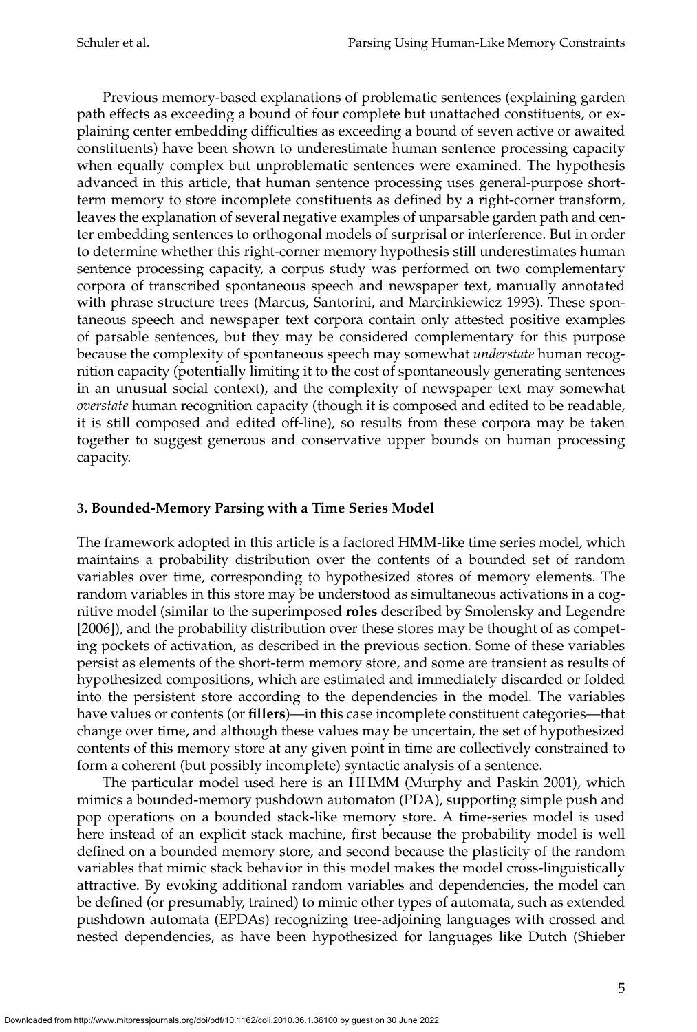Previous memory-based explanations of problematic sentences (explaining garden path effects as exceeding a bound of four complete but unattached constituents, or explaining center embedding difficulties as exceeding a bound of seven active or awaited constituents) have been shown to underestimate human sentence processing capacity when equally complex but unproblematic sentences were examined. The hypothesis advanced in this article, that human sentence processing uses general-purpose short-term memory to store incomplete constituents as defined by a right-corner transform, leaves the explanation of several negative examples of unparsable garden path and center embedding sentences to orthogonal models of surprisal or interference. But in order to determine whether this right-corner memory hypothesis still underestimates human sentence processing capacity, a corpus study was performed on two complementary corpora of transcribed spontaneous speech and newspaper text, manually annotated with phrase structure trees (Marcus, Santorini, and Marcinkiewicz 1993). These spontaneous speech and newspaper text corpora contain only attested positive examples of parsable sentences, but they may be considered complementary for this purpose because the complexity of spontaneous speech may somewhat *understate* human recognition capacity (potentially limiting it to the cost of spontaneously generating sentences in an unusual social context), and the complexity of newspaper text may somewhat *overstate* human recognition capacity (though it is composed and edited to be readable, it is still composed and edited off-line), so results from these corpora may be taken together to suggest generous and conservative upper bounds on human processing capacity.

### 3. Bounded-Memory Parsing with a Time Series Model

The framework adopted in this article is a factored HMM-like time series model, which maintains a probability distribution over the contents of a bounded set of random variables over time, corresponding to hypothesized stores of memory elements. The random variables in this store may be understood as simultaneous activations in a cognitive model (similar to the superimposed **roles** described by Smolensky and Legendre [2006]), and the probability distribution over these stores may be thought of as competing pockets of activation, as described in the previous section. Some of these variables persist as elements of the short-term memory store, and some are transient as results of hypothesized compositions, which are estimated and immediately discarded or folded into the persistent store according to the dependencies in the model. The variables have values or contents (or **fillers**)—in this case incomplete constituent categories—that change over time, and although these values may be uncertain, the set of hypothesized contents of this memory store at any given point in time are collectively constrained to form a coherent (but possibly incomplete) syntactic analysis of a sentence.

The particular model used here is an HHMM (Murphy and Paskin 2001), which mimics a bounded-memory pushdown automaton (PDA), supporting simple push and pop operations on a bounded stack-like memory store. A time-series model is used here instead of an explicit stack machine, first because the probability model is well defined on a bounded memory store, and second because the plasticity of the random variables that mimic stack behavior in this model makes the model cross-linguistically attractive. By evoking additional random variables and dependencies, the model can be defined (or presumably, trained) to mimic other types of automata, such as extended pushdown automata (EPDAs) recognizing tree-adjoining languages with crossed and nested dependencies, as have been hypothesized for languages like Dutch (Shieber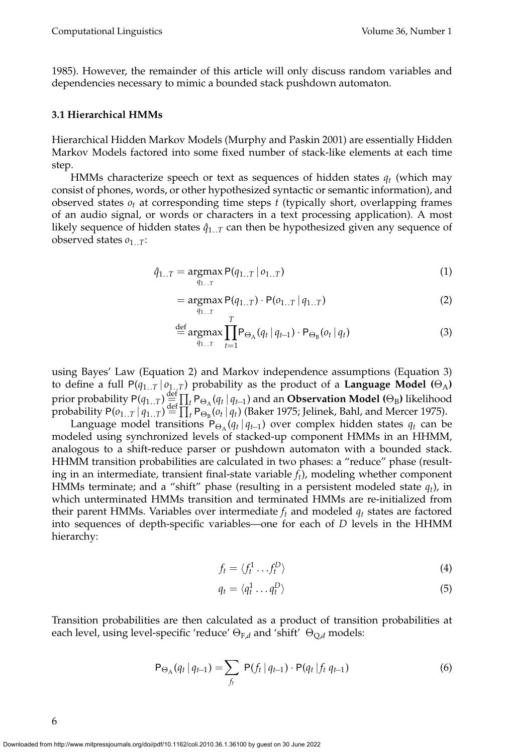1985). However, the remainder of this article will only discuss random variables and dependencies necessary to mimic a bounded stack pushdown automaton.

### 3.1 Hierarchical HMMs

Hierarchical Hidden Markov Models (Murphy and Paskin 2001) are essentially Hidden Markov Models factored into some fixed number of stack-like elements at each time step.

HMMs characterize speech or text as sequences of hidden states $q_t$ (which may consist of phones, words, or other hypothesized syntactic or semantic information), and observed states $o_t$ at corresponding time steps $t$ (typically short, overlapping frames of an audio signal, or words or characters in a text processing application). A most likely sequence of hidden states $\hat{q}_{1..T}$ can then be hypothesized given any sequence of observed states $o_{1..T}$:

$$\hat{q}_{1..T} = \underset{q_{1..T}}{\operatorname{argmax}} \, \mathsf{P}(q_{1..T} \mid o_{1..T}) \tag{1}$$

$$= \underset{q_{1..T}}{\operatorname{argmax}} \, \mathsf{P}(q_{1..T}) \cdot \mathsf{P}(o_{1..T} \mid q_{1..T}) \tag{2}$$

$$\stackrel{\text{def}}{=} \underset{q_{1..T}}{\operatorname{argmax}} \prod_{t=1}^{T} \mathsf{P}_{\Theta_{\text{A}}}(q_t \mid q_{t-1}) \cdot \mathsf{P}_{\Theta_{\text{B}}}(o_t \mid q_t) \tag{3}$$

using Bayes' Law (Equation 2) and Markov independence assumptions (Equation 3) to define a full $\mathsf{P}(q_{1..T} \mid o_{1..T})$ probability as the product of a **Language Model ($\Theta_{\text{A}}$)** prior probability $\mathsf{P}(q_{1..T}) \stackrel{\text{def}}{=} \prod_t \mathsf{P}_{\Theta_{\text{A}}}(q_t \mid q_{t-1})$ and an **Observation Model ($\Theta_{\text{B}}$)** likelihood probability $\mathsf{P}(o_{1..T} \mid q_{1..T}) \stackrel{\text{def}}{=} \prod_t \mathsf{P}_{\Theta_{\text{B}}}(o_t \mid q_t)$ (Baker 1975; Jelinek, Bahl, and Mercer 1975).

Language model transitions $\mathsf{P}_{\Theta_{\text{A}}}(q_t \mid q_{t-1})$ over complex hidden states $q_t$ can be modeled using synchronized levels of stacked-up component HMMs in an HHMM, analogous to a shift-reduce parser or pushdown automaton with a bounded stack. HHMM transition probabilities are calculated in two phases: a "reduce" phase (resulting in an intermediate, transient final-state variable $f_t$), modeling whether component HMMs terminate; and a "shift" phase (resulting in a persistent modeled state $q_t$), in which unterminated HMMs transition and terminated HMMs are re-initialized from their parent HMMs. Variables over intermediate $f_t$ and modeled $q_t$ states are factored into sequences of depth-specific variables—one for each of $D$ levels in the HHMM hierarchy:

$$f_t = \langle f_t^1 \ldots f_t^D \rangle \tag{4}$$

$$q_t = \langle q_t^1 \ldots q_t^D \rangle \tag{5}$$

Transition probabilities are then calculated as a product of transition probabilities at each level, using level-specific 'reduce' $\Theta_{\text{F},d}$ and 'shift' $\Theta_{\text{Q},d}$ models:

$$\mathsf{P}_{\Theta_{\text{A}}}(q_t \mid q_{t-1}) = \sum_{f_t} \mathsf{P}(f_t \mid q_{t-1}) \cdot \mathsf{P}(q_t \mid f_t \, q_{t-1}) \tag{6}$$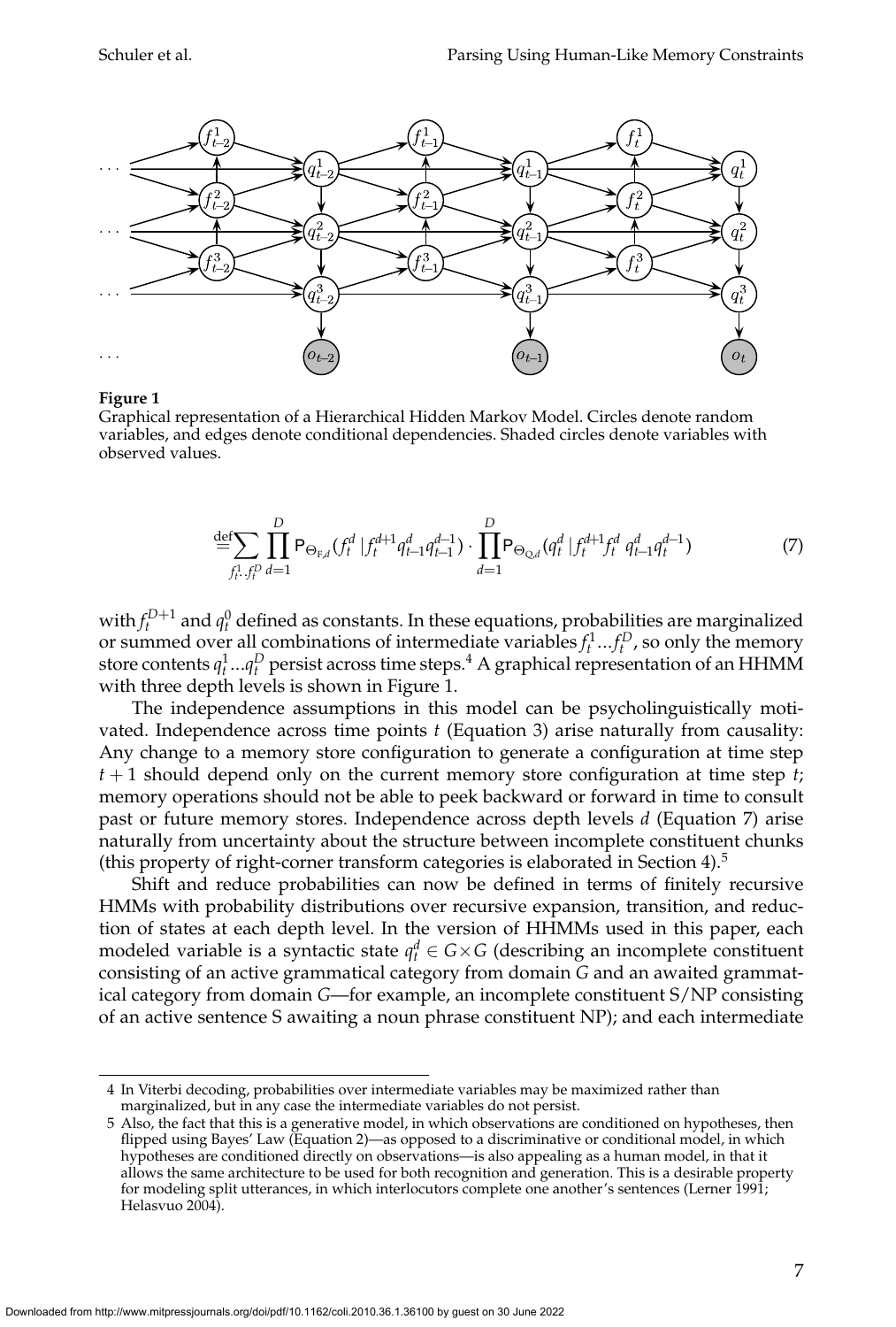**Figure 1**
Graphical representation of a Hierarchical Hidden Markov Model. Circles denote random variables, and edges denote conditional dependencies. Shaded circles denote variables with observed values.

$$\stackrel{\text{def}}{=} \sum_{f_t^1..f_t^D} \prod_{d=1}^{D} \mathsf{P}_{\Theta_{\mathrm{F},d}}(f_t^d \mid f_t^{d+1} q_{t-1}^d q_{t-1}^{d-1}) \cdot \prod_{d=1}^{D} \mathsf{P}_{\Theta_{\mathrm{Q},d}}(q_t^d \mid f_t^{d+1} f_t^d \, q_{t-1}^d q_t^{d-1}) \tag{7}$$

with $f_t^{D+1}$ and $q_t^0$ defined as constants. In these equations, probabilities are marginalized or summed over all combinations of intermediate variables $f_t^1...f_t^D$, so only the memory store contents $q_t^1...q_t^D$ persist across time steps.[4] A graphical representation of an HHMM with three depth levels is shown in Figure 1.

The independence assumptions in this model can be psycholinguistically motivated. Independence across time points $t$ (Equation 3) arise naturally from causality: Any change to a memory store configuration to generate a configuration at time step $t+1$ should depend only on the current memory store configuration at time step $t$; memory operations should not be able to peek backward or forward in time to consult past or future memory stores. Independence across depth levels $d$ (Equation 7) arise naturally from uncertainty about the structure between incomplete constituent chunks (this property of right-corner transform categories is elaborated in Section 4).[5]

Shift and reduce probabilities can now be defined in terms of finitely recursive HMMs with probability distributions over recursive expansion, transition, and reduction of states at each depth level. In the version of HHMMs used in this paper, each modeled variable is a syntactic state $q_t^d \in G \times G$ (describing an incomplete constituent consisting of an active grammatical category from domain $G$ and an awaited grammatical category from domain $G$—for example, an incomplete constituent S/NP consisting of an active sentence S awaiting a noun phrase constituent NP); and each intermediate

---

4 In Viterbi decoding, probabilities over intermediate variables may be maximized rather than marginalized, but in any case the intermediate variables do not persist.

5 Also, the fact that this is a generative model, in which observations are conditioned on hypotheses, then flipped using Bayes' Law (Equation 2)—as opposed to a discriminative or conditional model, in which hypotheses are conditioned directly on observations—is also appealing as a human model, in that it allows the same architecture to be used for both recognition and generation. This is a desirable property for modeling split utterances, in which interlocutors complete one another's sentences (Lerner 1991; Helasvuo 2004).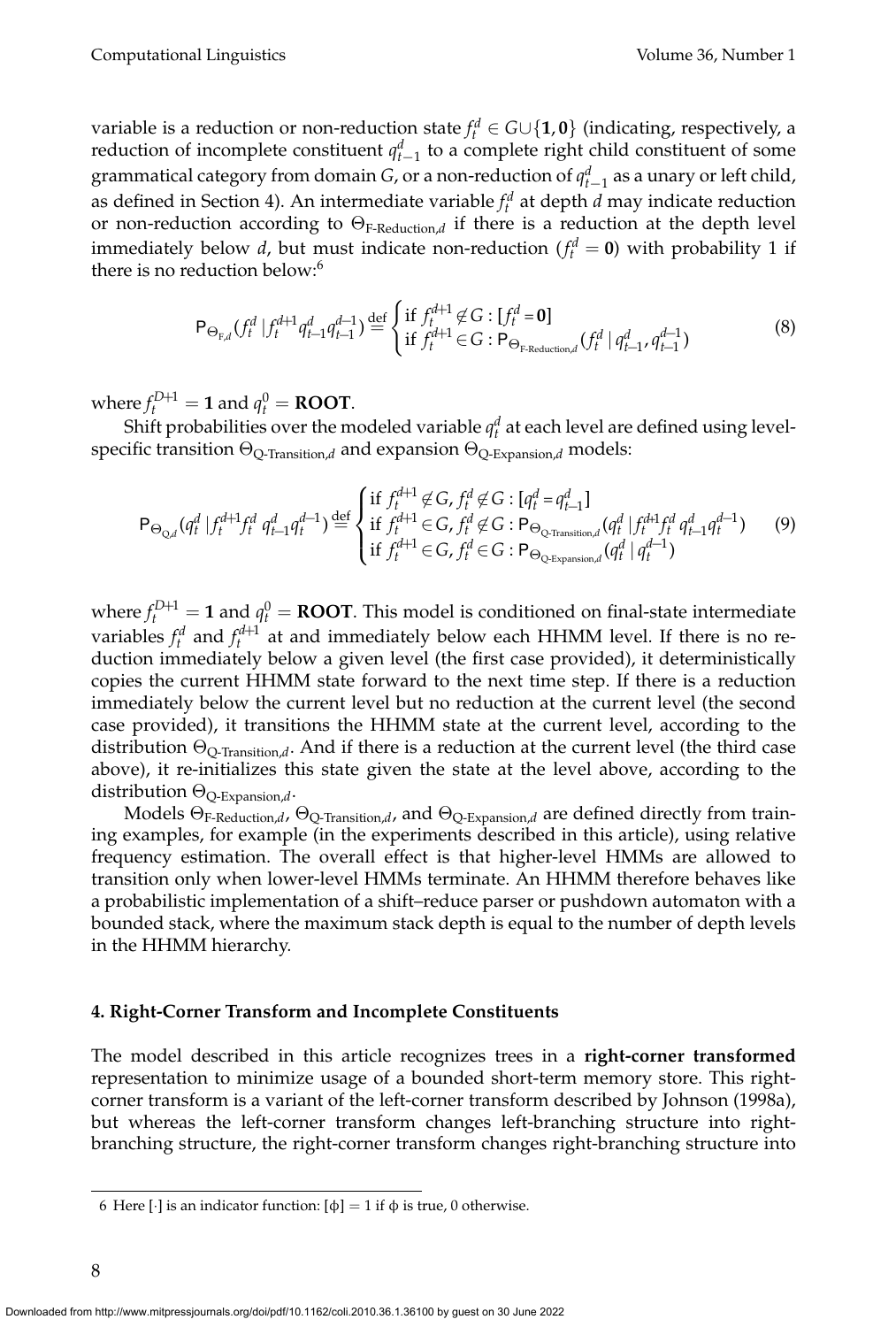variable is a reduction or non-reduction state $f_t^d \in G \cup \{\mathbf{1}, \mathbf{0}\}$ (indicating, respectively, a reduction of incomplete constituent $q_{t-1}^d$ to a complete right child constituent of some grammatical category from domain $G$, or a non-reduction of $q_{t-1}^d$ as a unary or left child, as defined in Section 4). An intermediate variable $f_t^d$ at depth $d$ may indicate reduction or non-reduction according to $\Theta_{\text{F-Reduction},d}$ if there is a reduction at the depth level immediately below $d$, but must indicate non-reduction ($f_t^d = \mathbf{0}$) with probability 1 if there is no reduction below:[6]

$$\mathsf{P}_{\Theta_{\text{F},d}}(f_t^d \mid f_t^{d+1} q_{t-1}^d q_{t-1}^{d-1}) \stackrel{\text{def}}{=} \begin{cases} \text{if } f_t^{d+1} \notin G : [f_t^d = \mathbf{0}] \\ \text{if } f_t^{d+1} \in G : \mathsf{P}_{\Theta_{\text{F-Reduction},d}}(f_t^d \mid q_{t-1}^d, q_{t-1}^{d-1}) \end{cases} \tag{8}$$

where $f_t^{D+1} = \mathbf{1}$ and $q_t^0 = \mathbf{ROOT}$.

Shift probabilities over the modeled variable $q_t^d$ at each level are defined using level-specific transition $\Theta_{\text{Q-Transition},d}$ and expansion $\Theta_{\text{Q-Expansion},d}$ models:

$$\mathsf{P}_{\Theta_{\text{Q},d}}(q_t^d \mid f_t^{d+1} f_t^d \, q_{t-1}^d q_t^{d-1}) \stackrel{\text{def}}{=} \begin{cases} \text{if } f_t^{d+1} \notin G, f_t^d \notin G : [q_t^d = q_{t-1}^d] \\ \text{if } f_t^{d+1} \in G, f_t^d \notin G : \mathsf{P}_{\Theta_{\text{Q-Transition},d}}(q_t^d \mid f_t^{d+1} f_t^d \, q_{t-1}^d q_t^{d-1}) \\ \text{if } f_t^{d+1} \in G, f_t^d \in G : \mathsf{P}_{\Theta_{\text{Q-Expansion},d}}(q_t^d \mid q_t^{d-1}) \end{cases} \tag{9}$$

where $f_t^{D+1} = \mathbf{1}$ and $q_t^0 = \mathbf{ROOT}$. This model is conditioned on final-state intermediate variables $f_t^d$ and $f_t^{d+1}$ at and immediately below each HHMM level. If there is no reduction immediately below a given level (the first case provided), it deterministically copies the current HHMM state forward to the next time step. If there is a reduction immediately below the current level but no reduction at the current level (the second case provided), it transitions the HHMM state at the current level, according to the distribution $\Theta_{\text{Q-Transition},d}$. And if there is a reduction at the current level (the third case above), it re-initializes this state given the state at the level above, according to the distribution $\Theta_{\text{Q-Expansion},d}$.

Models $\Theta_{\text{F-Reduction},d}$, $\Theta_{\text{Q-Transition},d}$, and $\Theta_{\text{Q-Expansion},d}$ are defined directly from training examples, for example (in the experiments described in this article), using relative frequency estimation. The overall effect is that higher-level HMMs are allowed to transition only when lower-level HMMs terminate. An HHMM therefore behaves like a probabilistic implementation of a shift–reduce parser or pushdown automaton with a bounded stack, where the maximum stack depth is equal to the number of depth levels in the HHMM hierarchy.

## 4. Right-Corner Transform and Incomplete Constituents

The model described in this article recognizes trees in a **right-corner transformed** representation to minimize usage of a bounded short-term memory store. This right-corner transform is a variant of the left-corner transform described by Johnson (1998a), but whereas the left-corner transform changes left-branching structure into right-branching structure, the right-corner transform changes right-branching structure into

[6] Here $[\cdot]$ is an indicator function: $[\phi] = 1$ if $\phi$ is true, 0 otherwise.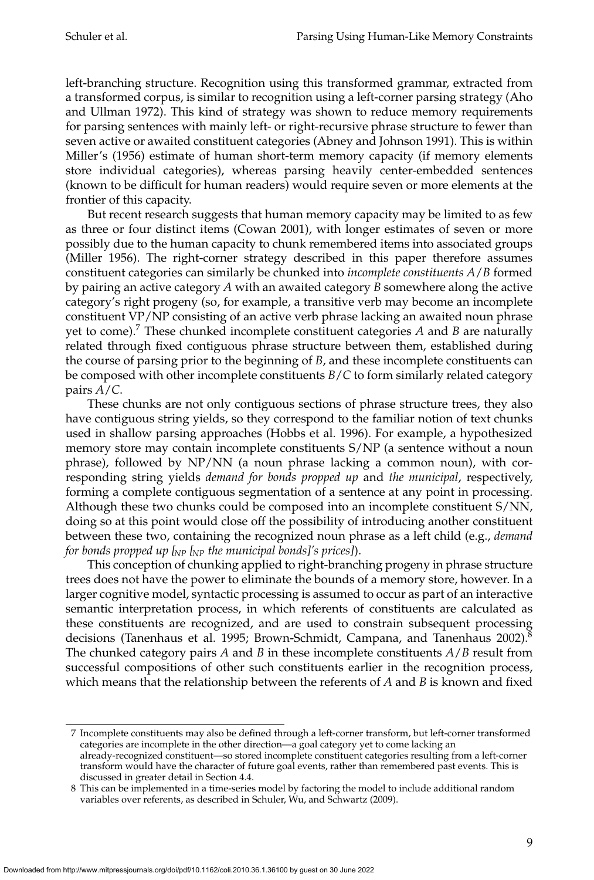left-branching structure. Recognition using this transformed grammar, extracted from a transformed corpus, is similar to recognition using a left-corner parsing strategy (Aho and Ullman 1972). This kind of strategy was shown to reduce memory requirements for parsing sentences with mainly left- or right-recursive phrase structure to fewer than seven active or awaited constituent categories (Abney and Johnson 1991). This is within Miller's (1956) estimate of human short-term memory capacity (if memory elements store individual categories), whereas parsing heavily center-embedded sentences (known to be difficult for human readers) would require seven or more elements at the frontier of this capacity.

But recent research suggests that human memory capacity may be limited to as few as three or four distinct items (Cowan 2001), with longer estimates of seven or more possibly due to the human capacity to chunk remembered items into associated groups (Miller 1956). The right-corner strategy described in this paper therefore assumes constituent categories can similarly be chunked into *incomplete constituents A/B* formed by pairing an active category *A* with an awaited category *B* somewhere along the active category's right progeny (so, for example, a transitive verb may become an incomplete constituent VP/NP consisting of an active verb phrase lacking an awaited noun phrase yet to come).[7] These chunked incomplete constituent categories *A* and *B* are naturally related through fixed contiguous phrase structure between them, established during the course of parsing prior to the beginning of *B*, and these incomplete constituents can be composed with other incomplete constituents *B/C* to form similarly related category pairs *A/C*.

These chunks are not only contiguous sections of phrase structure trees, they also have contiguous string yields, so they correspond to the familiar notion of text chunks used in shallow parsing approaches (Hobbs et al. 1996). For example, a hypothesized memory store may contain incomplete constituents S/NP (a sentence without a noun phrase), followed by NP/NN (a noun phrase lacking a common noun), with corresponding string yields *demand for bonds propped up* and *the municipal*, respectively, forming a complete contiguous segmentation of a sentence at any point in processing. Although these two chunks could be composed into an incomplete constituent S/NN, doing so at this point would close off the possibility of introducing another constituent between these two, containing the recognized noun phrase as a left child (e.g., *demand for bonds propped up [$_{NP}$ [$_{NP}$ the municipal bonds]'s prices]*).

This conception of chunking applied to right-branching progeny in phrase structure trees does not have the power to eliminate the bounds of a memory store, however. In a larger cognitive model, syntactic processing is assumed to occur as part of an interactive semantic interpretation process, in which referents of constituents are calculated as these constituents are recognized, and are used to constrain subsequent processing decisions (Tanenhaus et al. 1995; Brown-Schmidt, Campana, and Tanenhaus 2002).[8] The chunked category pairs *A* and *B* in these incomplete constituents *A/B* result from successful compositions of other such constituents earlier in the recognition process, which means that the relationship between the referents of *A* and *B* is known and fixed

---

7 Incomplete constituents may also be defined through a left-corner transform, but left-corner transformed categories are incomplete in the other direction—a goal category yet to come lacking an already-recognized constituent—so stored incomplete constituent categories resulting from a left-corner transform would have the character of future goal events, rather than remembered past events. This is discussed in greater detail in Section 4.4.

8 This can be implemented in a time-series model by factoring the model to include additional random variables over referents, as described in Schuler, Wu, and Schwartz (2009).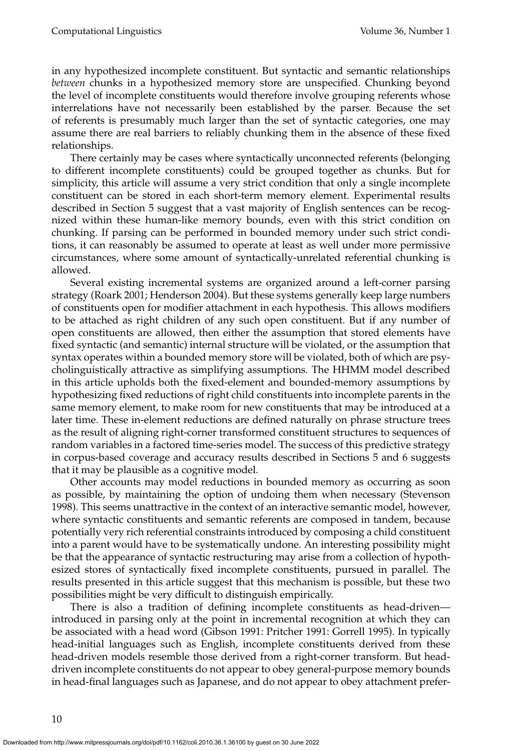in any hypothesized incomplete constituent. But syntactic and semantic relationships *between* chunks in a hypothesized memory store are unspecified. Chunking beyond the level of incomplete constituents would therefore involve grouping referents whose interrelations have not necessarily been established by the parser. Because the set of referents is presumably much larger than the set of syntactic categories, one may assume there are real barriers to reliably chunking them in the absence of these fixed relationships.

There certainly may be cases where syntactically unconnected referents (belonging to different incomplete constituents) could be grouped together as chunks. But for simplicity, this article will assume a very strict condition that only a single incomplete constituent can be stored in each short-term memory element. Experimental results described in Section 5 suggest that a vast majority of English sentences can be recognized within these human-like memory bounds, even with this strict condition on chunking. If parsing can be performed in bounded memory under such strict conditions, it can reasonably be assumed to operate at least as well under more permissive circumstances, where some amount of syntactically-unrelated referential chunking is allowed.

Several existing incremental systems are organized around a left-corner parsing strategy (Roark 2001; Henderson 2004). But these systems generally keep large numbers of constituents open for modifier attachment in each hypothesis. This allows modifiers to be attached as right children of any such open constituent. But if any number of open constituents are allowed, then either the assumption that stored elements have fixed syntactic (and semantic) internal structure will be violated, or the assumption that syntax operates within a bounded memory store will be violated, both of which are psycholinguistically attractive as simplifying assumptions. The HHMM model described in this article upholds both the fixed-element and bounded-memory assumptions by hypothesizing fixed reductions of right child constituents into incomplete parents in the same memory element, to make room for new constituents that may be introduced at a later time. These in-element reductions are defined naturally on phrase structure trees as the result of aligning right-corner transformed constituent structures to sequences of random variables in a factored time-series model. The success of this predictive strategy in corpus-based coverage and accuracy results described in Sections 5 and 6 suggests that it may be plausible as a cognitive model.

Other accounts may model reductions in bounded memory as occurring as soon as possible, by maintaining the option of undoing them when necessary (Stevenson 1998). This seems unattractive in the context of an interactive semantic model, however, where syntactic constituents and semantic referents are composed in tandem, because potentially very rich referential constraints introduced by composing a child constituent into a parent would have to be systematically undone. An interesting possibility might be that the appearance of syntactic restructuring may arise from a collection of hypothesized stores of syntactically fixed incomplete constituents, pursued in parallel. The results presented in this article suggest that this mechanism is possible, but these two possibilities might be very difficult to distinguish empirically.

There is also a tradition of defining incomplete constituents as head-driven—introduced in parsing only at the point in incremental recognition at which they can be associated with a head word (Gibson 1991: Pritcher 1991: Gorrell 1995). In typically head-initial languages such as English, incomplete constituents derived from these head-driven models resemble those derived from a right-corner transform. But head-driven incomplete constituents do not appear to obey general-purpose memory bounds in head-final languages such as Japanese, and do not appear to obey attachment prefer-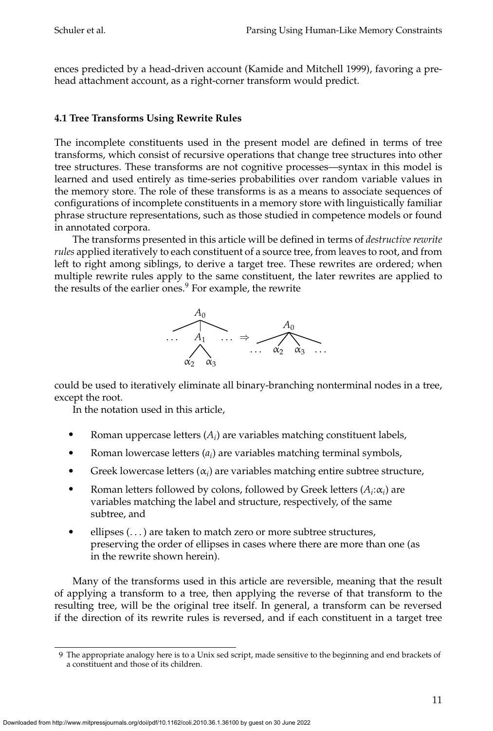ences predicted by a head-driven account (Kamide and Mitchell 1999), favoring a pre-head attachment account, as a right-corner transform would predict.

### 4.1 Tree Transforms Using Rewrite Rules

The incomplete constituents used in the present model are defined in terms of tree transforms, which consist of recursive operations that change tree structures into other tree structures. These transforms are not cognitive processes—syntax in this model is learned and used entirely as time-series probabilities over random variable values in the memory store. The role of these transforms is as a means to associate sequences of configurations of incomplete constituents in a memory store with linguistically familiar phrase structure representations, such as those studied in competence models or found in annotated corpora.

The transforms presented in this article will be defined in terms of *destructive rewrite rules* applied iteratively to each constituent of a source tree, from leaves to root, and from left to right among siblings, to derive a target tree. These rewrites are ordered; when multiple rewrite rules apply to the same constituent, the later rewrites are applied to the results of the earlier ones.[9] For example, the rewrite

$$[_{A_0} \ldots [_{A_1} \alpha_2 \; \alpha_3] \ldots] \Rightarrow [_{A_0} \ldots \alpha_2 \; \alpha_3 \ldots]$$

could be used to iteratively eliminate all binary-branching nonterminal nodes in a tree, except the root.

In the notation used in this article,

- Roman uppercase letters ($A_i$) are variables matching constituent labels,
- Roman lowercase letters ($a_i$) are variables matching terminal symbols,
- Greek lowercase letters ($\alpha_i$) are variables matching entire subtree structure,
- Roman letters followed by colons, followed by Greek letters ($A_i$:$\alpha_i$) are variables matching the label and structure, respectively, of the same subtree, and
- ellipses (. . . ) are taken to match zero or more subtree structures, preserving the order of ellipses in cases where there are more than one (as in the rewrite shown herein).

Many of the transforms used in this article are reversible, meaning that the result of applying a transform to a tree, then applying the reverse of that transform to the resulting tree, will be the original tree itself. In general, a transform can be reversed if the direction of its rewrite rules is reversed, and if each constituent in a target tree

---

[9] The appropriate analogy here is to a Unix sed script, made sensitive to the beginning and end brackets of a constituent and those of its children.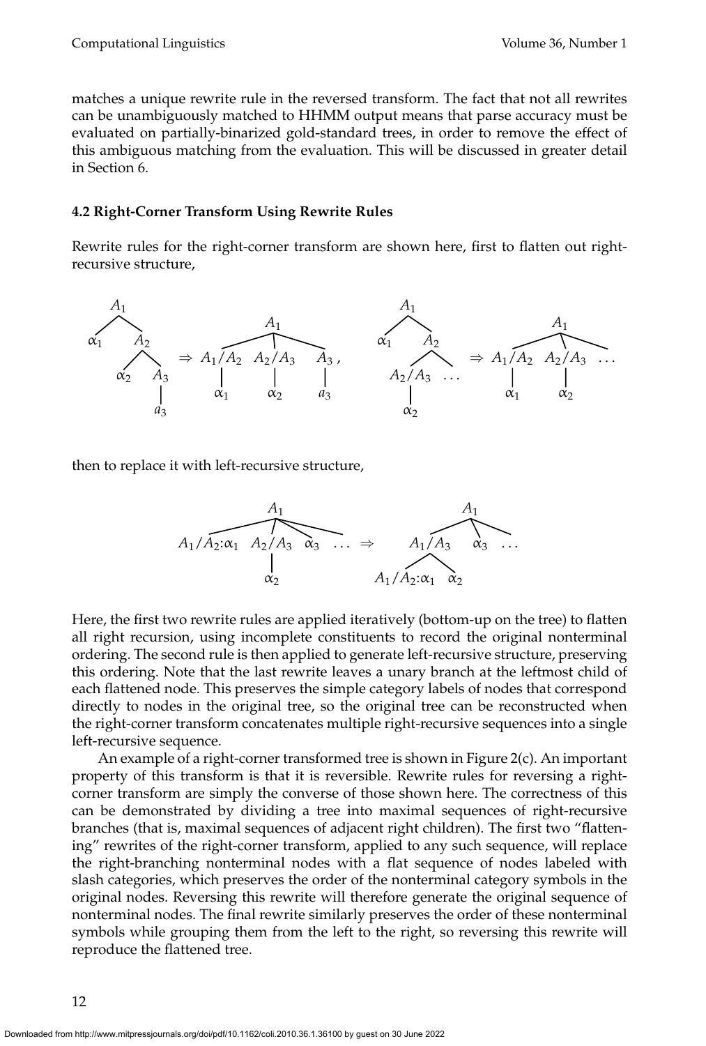matches a unique rewrite rule in the reversed transform. The fact that not all rewrites can be unambiguously matched to HHMM output means that parse accuracy must be evaluated on partially-binarized gold-standard trees, in order to remove the effect of this ambiguous matching from the evaluation. This will be discussed in greater detail in Section 6.

### 4.2 Right-Corner Transform Using Rewrite Rules

Rewrite rules for the right-corner transform are shown here, first to flatten out right-recursive structure,

$$A_1[\alpha_1\; A_2[\alpha_2\; A_3[a_3]]] \Rightarrow A_1[A_1/A_2[\alpha_1]\; A_2/A_3[\alpha_2]\; A_3[a_3]], \qquad A_1[\alpha_1\; A_2[A_2/A_3[\alpha_2]\; \ldots]] \Rightarrow A_1[A_1/A_2[\alpha_1]\; A_2/A_3[\alpha_2]\; \ldots]$$

then to replace it with left-recursive structure,

$$A_1[A_1/A_2{:}\alpha_1\; A_2/A_3[\alpha_2]\; \alpha_3\; \ldots] \Rightarrow A_1[A_1/A_3[A_1/A_2{:}\alpha_1\; \alpha_2]\; \alpha_3\; \ldots]$$

Here, the first two rewrite rules are applied iteratively (bottom-up on the tree) to flatten all right recursion, using incomplete constituents to record the original nonterminal ordering. The second rule is then applied to generate left-recursive structure, preserving this ordering. Note that the last rewrite leaves a unary branch at the leftmost child of each flattened node. This preserves the simple category labels of nodes that correspond directly to nodes in the original tree, so the original tree can be reconstructed when the right-corner transform concatenates multiple right-recursive sequences into a single left-recursive sequence.

An example of a right-corner transformed tree is shown in Figure 2(c). An important property of this transform is that it is reversible. Rewrite rules for reversing a right-corner transform are simply the converse of those shown here. The correctness of this can be demonstrated by dividing a tree into maximal sequences of right-recursive branches (that is, maximal sequences of adjacent right children). The first two "flattening" rewrites of the right-corner transform, applied to any such sequence, will replace the right-branching nonterminal nodes with a flat sequence of nodes labeled with slash categories, which preserves the order of the nonterminal category symbols in the original nodes. Reversing this rewrite will therefore generate the original sequence of nonterminal nodes. The final rewrite similarly preserves the order of these nonterminal symbols while grouping them from the left to the right, so reversing this rewrite will reproduce the flattened tree.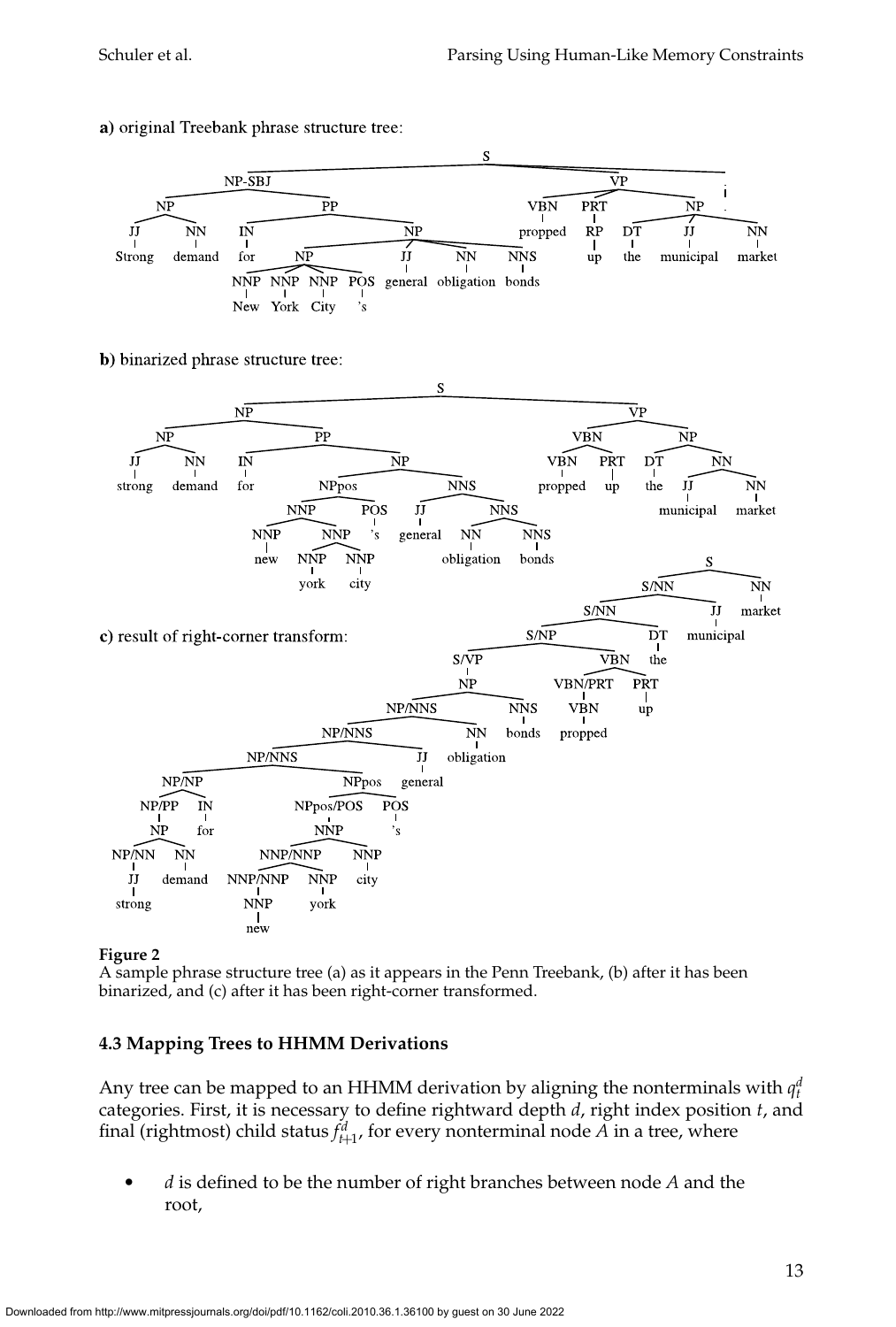**a)** original Treebank phrase structure tree:

**b)** binarized phrase structure tree:

**c)** result of right-corner transform:

**Figure 2**
A sample phrase structure tree (a) as it appears in the Penn Treebank, (b) after it has been binarized, and (c) after it has been right-corner transformed.

### 4.3 Mapping Trees to HHMM Derivations

Any tree can be mapped to an HHMM derivation by aligning the nonterminals with $q_t^d$ categories. First, it is necessary to define rightward depth $d$, right index position $t$, and final (rightmost) child status $f_{t+1}^d$, for every nonterminal node $A$ in a tree, where

- $d$ is defined to be the number of right branches between node $A$ and the root,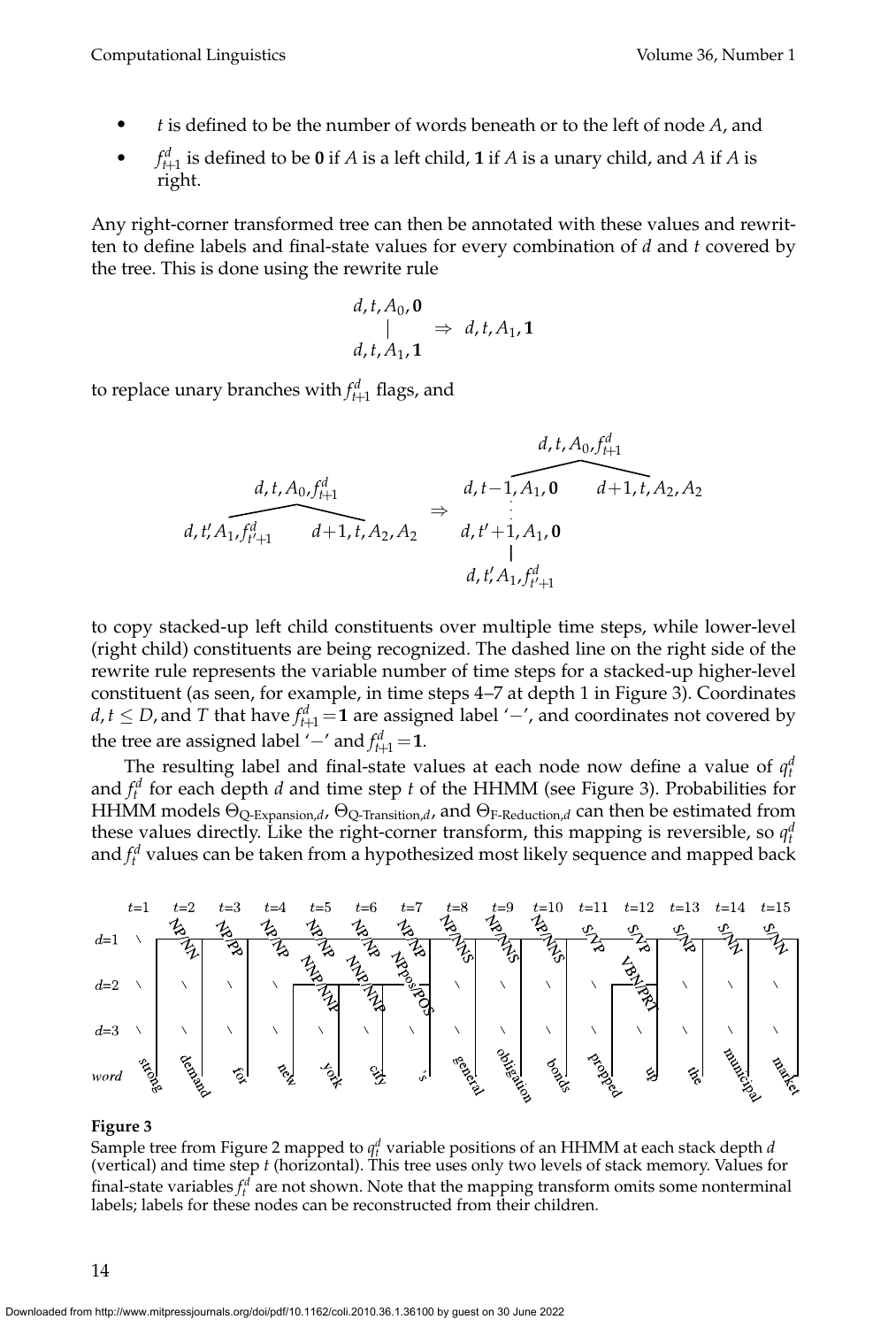- $t$ is defined to be the number of words beneath or to the left of node $A$, and
- $f^d_{t+1}$ is defined to be $\mathbf{0}$ if $A$ is a left child, $\mathbf{1}$ if $A$ is a unary child, and $A$ if $A$ is right.

Any right-corner transformed tree can then be annotated with these values and rewritten to define labels and final-state values for every combination of $d$ and $t$ covered by the tree. This is done using the rewrite rule

$$\begin{array}{c} d,t,A_0,\mathbf{0} \\ | \\ d,t,A_1,\mathbf{1} \end{array} \Rightarrow d,t,A_1,\mathbf{1}$$

to replace unary branches with $f^d_{t+1}$ flags, and

$$\begin{array}{c} d,t,A_0,f^d_{t+1} \\ \overbrace{d,t',A_1,f^d_{t'+1} \qquad d+1,t,A_2,A_2} \end{array} \Rightarrow \begin{array}{c} d,t,A_0,f^d_{t+1} \\ \overbrace{d,t-1,A_1,\mathbf{0} \qquad d+1,t,A_2,A_2} \\ \vdots \\ d,t'+1,A_1,\mathbf{0} \\ | \\ d,t',A_1,f^d_{t'+1} \end{array}$$

to copy stacked-up left child constituents over multiple time steps, while lower-level (right child) constituents are being recognized. The dashed line on the right side of the rewrite rule represents the variable number of time steps for a stacked-up higher-level constituent (as seen, for example, in time steps 4–7 at depth 1 in Figure 3). Coordinates $d, t \leq D$, and $T$ that have $f^d_{t+1} = \mathbf{1}$ are assigned label '$-$', and coordinates not covered by the tree are assigned label '$-$' and $f^d_{t+1} = \mathbf{1}$.

The resulting label and final-state values at each node now define a value of $q^d_t$ and $f^d_t$ for each depth $d$ and time step $t$ of the HHMM (see Figure 3). Probabilities for HHMM models $\Theta_{\text{Q-Expansion},d}$, $\Theta_{\text{Q-Transition},d}$, and $\Theta_{\text{F-Reduction},d}$ can then be estimated from these values directly. Like the right-corner transform, this mapping is reversible, so $q^d_t$ and $f^d_t$ values can be taken from a hypothesized most likely sequence and mapped back

| | $t$=1 | $t$=2 | $t$=3 | $t$=4 | $t$=5 | $t$=6 | $t$=7 | $t$=8 | $t$=9 | $t$=10 | $t$=11 | $t$=12 | $t$=13 | $t$=14 | $t$=15 |
|---|---|---|---|---|---|---|---|---|---|---|---|---|---|---|---|
| $d$=1 | \ | NP/NN | NP/PP | NP/NP | NP/NP | NP/NP | NP/NP | NP/NNS | NP/NNS | NP/NNS | S/VP | S/VP | S/NP | S/NN | S/NN |
| $d$=2 | \ | \ | \ | \ | NNP/NNP | NNP/NNP | NPpos/POS | \ | \ | \ | \ | VBN/PRT | \ | \ | \ |
| $d$=3 | \ | \ | \ | \ | \ | \ | \ | \ | \ | \ | \ | \ | \ | \ | \ |
| word | strong | demand | for | new | york | city | 's | general | obligation | bonds | propped | up | the | municipal | market |

**Figure 3**

Sample tree from Figure 2 mapped to $q^d_t$ variable positions of an HHMM at each stack depth $d$ (vertical) and time step $t$ (horizontal). This tree uses only two levels of stack memory. Values for final-state variables $f^d_t$ are not shown. Note that the mapping transform omits some nonterminal labels; labels for these nodes can be reconstructed from their children.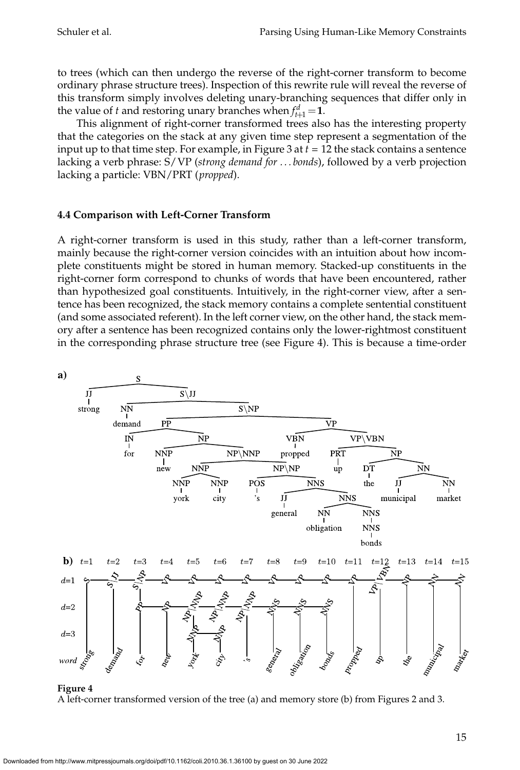to trees (which can then undergo the reverse of the right-corner transform to become ordinary phrase structure trees). Inspection of this rewrite rule will reveal the reverse of this transform simply involves deleting unary-branching sequences that differ only in the value of *t* and restoring unary branches when $f^d_{t+1} = \mathbf{1}$.

This alignment of right-corner transformed trees also has the interesting property that the categories on the stack at any given time step represent a segmentation of the input up to that time step. For example, in Figure 3 at $t = 12$ the stack contains a sentence lacking a verb phrase: S/VP (*strong demand for … bonds*), followed by a verb projection lacking a particle: VBN/PRT (*propped*).

### 4.4 Comparison with Left-Corner Transform

A right-corner transform is used in this study, rather than a left-corner transform, mainly because the right-corner version coincides with an intuition about how incomplete constituents might be stored in human memory. Stacked-up constituents in the right-corner form correspond to chunks of words that have been encountered, rather than hypothesized goal constituents. Intuitively, in the right-corner view, after a sentence has been recognized, the stack memory contains a complete sentential constituent (and some associated referent). In the left corner view, on the other hand, the stack memory after a sentence has been recognized contains only the lower-rightmost constituent in the corresponding phrase structure tree (see Figure 4). This is because a time-order

**Figure 4**
A left-corner transformed version of the tree (a) and memory store (b) from Figures 2 and 3.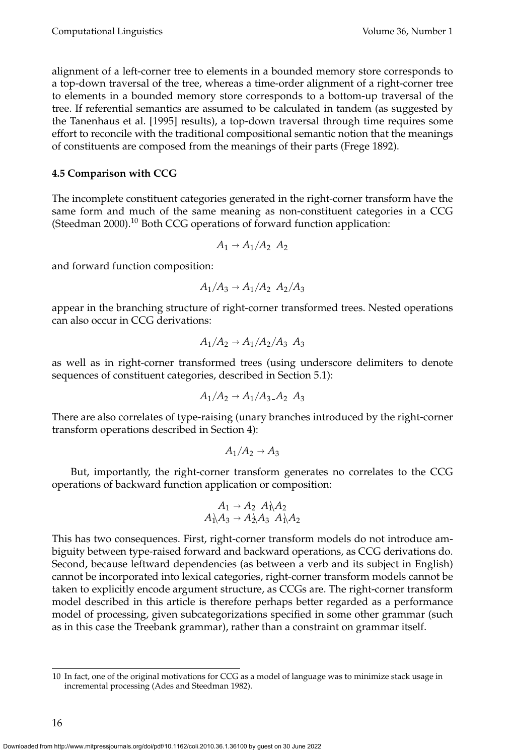alignment of a left-corner tree to elements in a bounded memory store corresponds to a top-down traversal of the tree, whereas a time-order alignment of a right-corner tree to elements in a bounded memory store corresponds to a bottom-up traversal of the tree. If referential semantics are assumed to be calculated in tandem (as suggested by the Tanenhaus et al. [1995] results), a top-down traversal through time requires some effort to reconcile with the traditional compositional semantic notion that the meanings of constituents are composed from the meanings of their parts (Frege 1892).

### 4.5 Comparison with CCG

The incomplete constituent categories generated in the right-corner transform have the same form and much of the same meaning as non-constituent categories in a CCG (Steedman 2000).[10] Both CCG operations of forward function application:

$$A_1 \rightarrow A_1/A_2 \;\; A_2$$

and forward function composition:

$$A_1/A_3 \rightarrow A_1/A_2 \;\; A_2/A_3$$

appear in the branching structure of right-corner transformed trees. Nested operations can also occur in CCG derivations:

$$A_1/A_2 \rightarrow A_1/A_2/A_3 \;\; A_3$$

as well as in right-corner transformed trees (using underscore delimiters to denote sequences of constituent categories, described in Section 5.1):

$$A_1/A_2 \rightarrow A_1/A_3\_A_2 \;\; A_3$$

There are also correlates of type-raising (unary branches introduced by the right-corner transform operations described in Section 4):

$$A_1/A_2 \rightarrow A_3$$

But, importantly, the right-corner transform generates no correlates to the CCG operations of backward function application or composition:

$$A_1 \rightarrow A_2 \;\; A_1\backslash A_2$$
$$A_1\backslash A_3 \rightarrow A_2\backslash A_3 \;\; A_1\backslash A_2$$

This has two consequences. First, right-corner transform models do not introduce ambiguity between type-raised forward and backward operations, as CCG derivations do. Second, because leftward dependencies (as between a verb and its subject in English) cannot be incorporated into lexical categories, right-corner transform models cannot be taken to explicitly encode argument structure, as CCGs are. The right-corner transform model described in this article is therefore perhaps better regarded as a performance model of processing, given subcategorizations specified in some other grammar (such as in this case the Treebank grammar), rather than a constraint on grammar itself.

---

[10] In fact, one of the original motivations for CCG as a model of language was to minimize stack usage in incremental processing (Ades and Steedman 1982).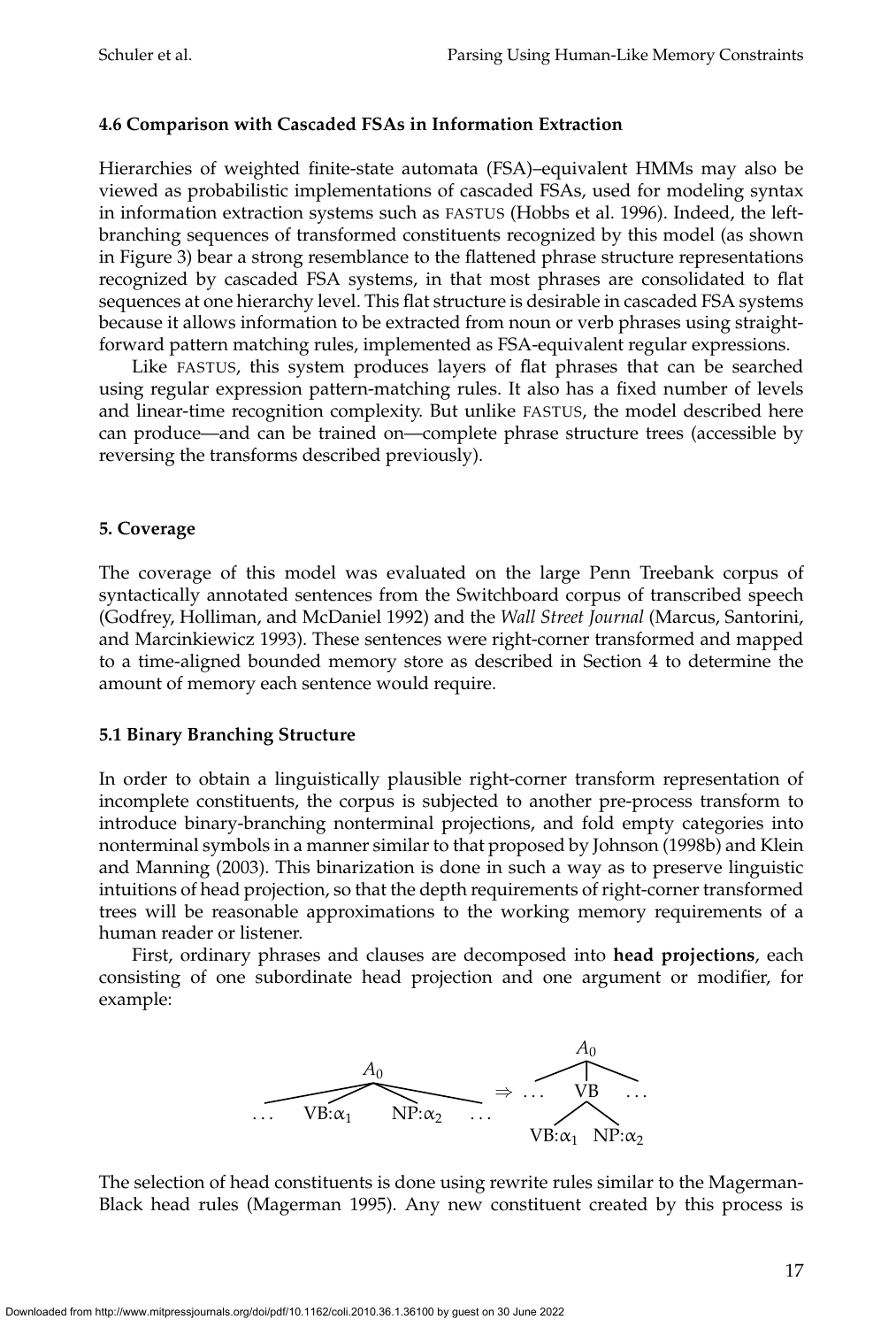### 4.6 Comparison with Cascaded FSAs in Information Extraction

Hierarchies of weighted finite-state automata (FSA)–equivalent HMMs may also be viewed as probabilistic implementations of cascaded FSAs, used for modeling syntax in information extraction systems such as FASTUS (Hobbs et al. 1996). Indeed, the left-branching sequences of transformed constituents recognized by this model (as shown in Figure 3) bear a strong resemblance to the flattened phrase structure representations recognized by cascaded FSA systems, in that most phrases are consolidated to flat sequences at one hierarchy level. This flat structure is desirable in cascaded FSA systems because it allows information to be extracted from noun or verb phrases using straightforward pattern matching rules, implemented as FSA-equivalent regular expressions.

Like FASTUS, this system produces layers of flat phrases that can be searched using regular expression pattern-matching rules. It also has a fixed number of levels and linear-time recognition complexity. But unlike FASTUS, the model described here can produce—and can be trained on—complete phrase structure trees (accessible by reversing the transforms described previously).

## 5. Coverage

The coverage of this model was evaluated on the large Penn Treebank corpus of syntactically annotated sentences from the Switchboard corpus of transcribed speech (Godfrey, Holliman, and McDaniel 1992) and the *Wall Street Journal* (Marcus, Santorini, and Marcinkiewicz 1993). These sentences were right-corner transformed and mapped to a time-aligned bounded memory store as described in Section 4 to determine the amount of memory each sentence would require.

### 5.1 Binary Branching Structure

In order to obtain a linguistically plausible right-corner transform representation of incomplete constituents, the corpus is subjected to another pre-process transform to introduce binary-branching nonterminal projections, and fold empty categories into nonterminal symbols in a manner similar to that proposed by Johnson (1998b) and Klein and Manning (2003). This binarization is done in such a way as to preserve linguistic intuitions of head projection, so that the depth requirements of right-corner transformed trees will be reasonable approximations to the working memory requirements of a human reader or listener.

First, ordinary phrases and clauses are decomposed into **head projections**, each consisting of one subordinate head projection and one argument or modifier, for example:

$$[_{A_0} \ \ldots \ \mathrm{VB}{:}\alpha_1 \ \ \mathrm{NP}{:}\alpha_2 \ \ldots] \Rightarrow [_{A_0} \ \ldots \ [_{\mathrm{VB}} \ \mathrm{VB}{:}\alpha_1 \ \ \mathrm{NP}{:}\alpha_2] \ \ldots]$$

The selection of head constituents is done using rewrite rules similar to the Magerman-Black head rules (Magerman 1995). Any new constituent created by this process is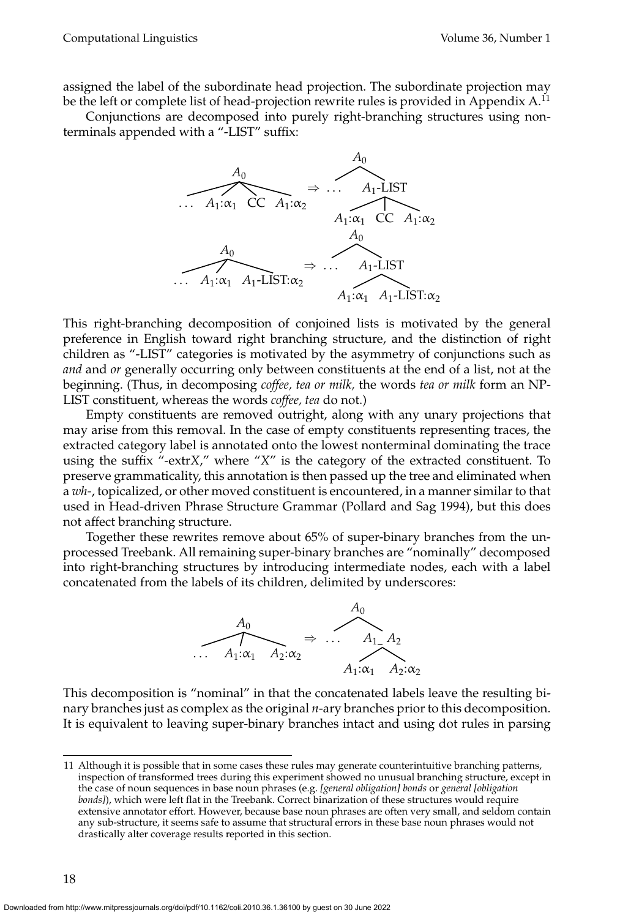assigned the label of the subordinate head projection. The subordinate projection may be the left or complete list of head-projection rewrite rules is provided in Appendix A.[11]

Conjunctions are decomposed into purely right-branching structures using nonterminals appended with a "-LIST" suffix:

$$[_{A_0}\ \ldots\ A_1{:}\alpha_1\ \ \text{CC}\ \ A_1{:}\alpha_2] \Rightarrow [_{A_0}\ \ldots\ [_{A_1\text{-LIST}}\ A_1{:}\alpha_1\ \ \text{CC}\ \ A_1{:}\alpha_2]]$$

$$[_{A_0}\ \ldots\ A_1{:}\alpha_1\ \ A_1\text{-LIST}{:}\alpha_2] \Rightarrow [_{A_0}\ \ldots\ [_{A_1\text{-LIST}}\ A_1{:}\alpha_1\ \ A_1\text{-LIST}{:}\alpha_2]]$$

This right-branching decomposition of conjoined lists is motivated by the general preference in English toward right branching structure, and the distinction of right children as "-LIST" categories is motivated by the asymmetry of conjunctions such as *and* and *or* generally occurring only between constituents at the end of a list, not at the beginning. (Thus, in decomposing *coffee, tea or milk,* the words *tea or milk* form an NP-LIST constituent, whereas the words *coffee, tea* do not.)

Empty constituents are removed outright, along with any unary projections that may arise from this removal. In the case of empty constituents representing traces, the extracted category label is annotated onto the lowest nonterminal dominating the trace using the suffix "-extr*X*," where "*X*" is the category of the extracted constituent. To preserve grammaticality, this annotation is then passed up the tree and eliminated when a *wh-*, topicalized, or other moved constituent is encountered, in a manner similar to that used in Head-driven Phrase Structure Grammar (Pollard and Sag 1994), but this does not affect branching structure.

Together these rewrites remove about 65% of super-binary branches from the unprocessed Treebank. All remaining super-binary branches are "nominally" decomposed into right-branching structures by introducing intermediate nodes, each with a label concatenated from the labels of its children, delimited by underscores:

$$[_{A_0}\ \ldots\ A_1{:}\alpha_1\ \ A_2{:}\alpha_2] \Rightarrow [_{A_0}\ \ldots\ [_{A_1\_A_2}\ A_1{:}\alpha_1\ \ A_2{:}\alpha_2]]$$

This decomposition is "nominal" in that the concatenated labels leave the resulting binary branches just as complex as the original *n*-ary branches prior to this decomposition. It is equivalent to leaving super-binary branches intact and using dot rules in parsing

---

11 Although it is possible that in some cases these rules may generate counterintuitive branching patterns, inspection of transformed trees during this experiment showed no unusual branching structure, except in the case of noun sequences in base noun phrases (e.g. *[general obligation] bonds* or *general [obligation bonds]*), which were left flat in the Treebank. Correct binarization of these structures would require extensive annotator effort. However, because base noun phrases are often very small, and seldom contain any sub-structure, it seems safe to assume that structural errors in these base noun phrases would not drastically alter coverage results reported in this section.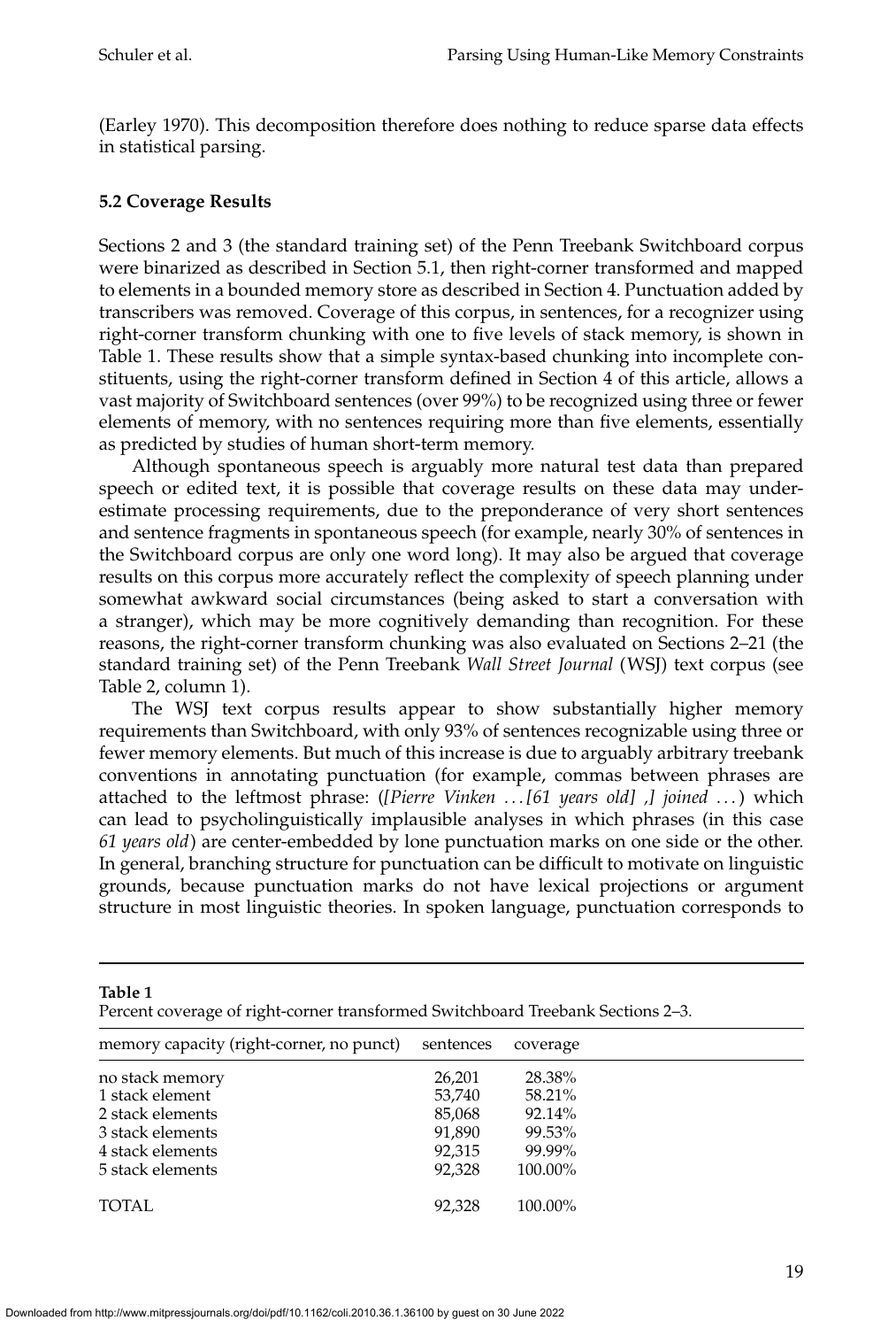(Earley 1970). This decomposition therefore does nothing to reduce sparse data effects in statistical parsing.

### 5.2 Coverage Results

Sections 2 and 3 (the standard training set) of the Penn Treebank Switchboard corpus were binarized as described in Section 5.1, then right-corner transformed and mapped to elements in a bounded memory store as described in Section 4. Punctuation added by transcribers was removed. Coverage of this corpus, in sentences, for a recognizer using right-corner transform chunking with one to five levels of stack memory, is shown in Table 1. These results show that a simple syntax-based chunking into incomplete constituents, using the right-corner transform defined in Section 4 of this article, allows a vast majority of Switchboard sentences (over 99%) to be recognized using three or fewer elements of memory, with no sentences requiring more than five elements, essentially as predicted by studies of human short-term memory.

Although spontaneous speech is arguably more natural test data than prepared speech or edited text, it is possible that coverage results on these data may underestimate processing requirements, due to the preponderance of very short sentences and sentence fragments in spontaneous speech (for example, nearly 30% of sentences in the Switchboard corpus are only one word long). It may also be argued that coverage results on this corpus more accurately reflect the complexity of speech planning under somewhat awkward social circumstances (being asked to start a conversation with a stranger), which may be more cognitively demanding than recognition. For these reasons, the right-corner transform chunking was also evaluated on Sections 2–21 (the standard training set) of the Penn Treebank *Wall Street Journal* (WSJ) text corpus (see Table 2, column 1).

The WSJ text corpus results appear to show substantially higher memory requirements than Switchboard, with only 93% of sentences recognizable using three or fewer memory elements. But much of this increase is due to arguably arbitrary treebank conventions in annotating punctuation (for example, commas between phrases are attached to the leftmost phrase: (*[Pierre Vinken ... [61 years old] ,] joined ...*) which can lead to psycholinguistically implausible analyses in which phrases (in this case *61 years old*) are center-embedded by lone punctuation marks on one side or the other. In general, branching structure for punctuation can be difficult to motivate on linguistic grounds, because punctuation marks do not have lexical projections or argument structure in most linguistic theories. In spoken language, punctuation corresponds to

**Table 1**
Percent coverage of right-corner transformed Switchboard Treebank Sections 2–3.

| memory capacity (right-corner, no punct) | sentences | coverage |
|---|---|---|
| no stack memory | 26,201 | 28.38% |
| 1 stack element | 53,740 | 58.21% |
| 2 stack elements | 85,068 | 92.14% |
| 3 stack elements | 91,890 | 99.53% |
| 4 stack elements | 92,315 | 99.99% |
| 5 stack elements | 92,328 | 100.00% |
| TOTAL | 92,328 | 100.00% |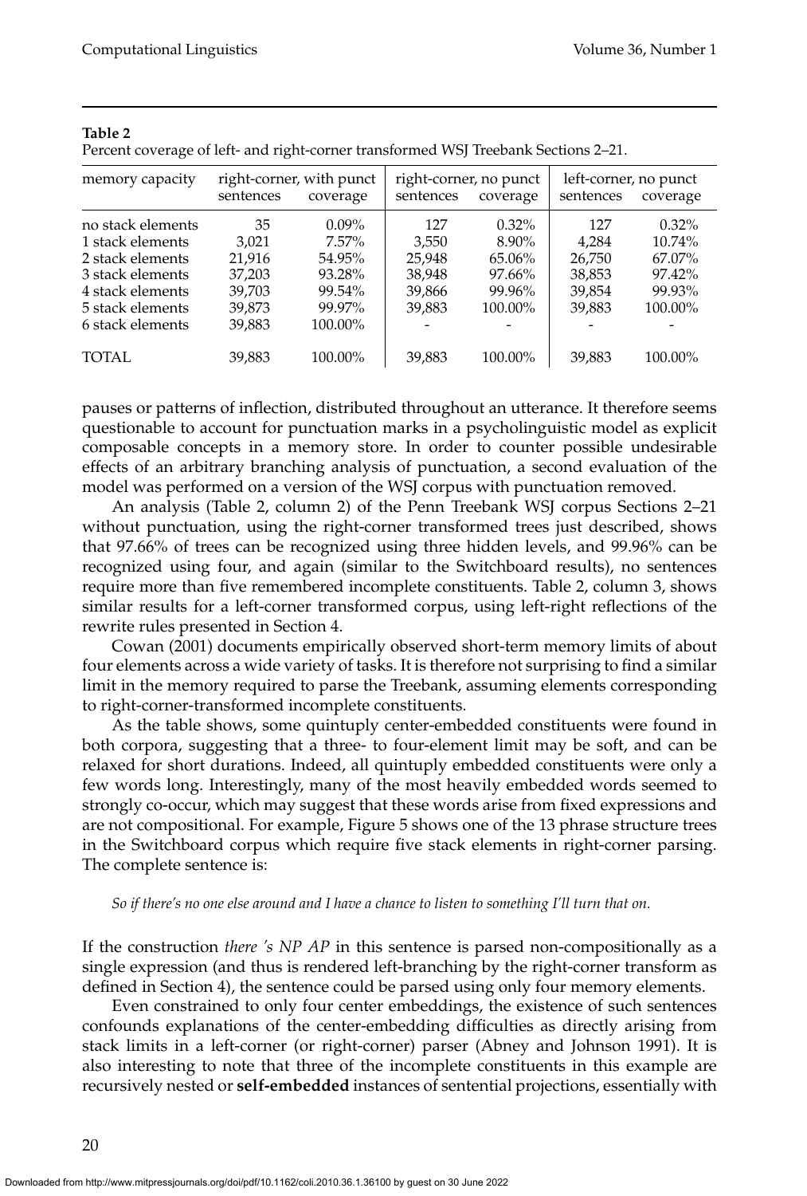**Table 2**

Percent coverage of left- and right-corner transformed WSJ Treebank Sections 2–21.

| memory capacity | right-corner, with punct | | right-corner, no punct | | left-corner, no punct | |
|---|---|---|---|---|---|---|
| | sentences | coverage | sentences | coverage | sentences | coverage |
| no stack elements | 35 | 0.09% | 127 | 0.32% | 127 | 0.32% |
| 1 stack elements | 3,021 | 7.57% | 3,550 | 8.90% | 4,284 | 10.74% |
| 2 stack elements | 21,916 | 54.95% | 25,948 | 65.06% | 26,750 | 67.07% |
| 3 stack elements | 37,203 | 93.28% | 38,948 | 97.66% | 38,853 | 97.42% |
| 4 stack elements | 39,703 | 99.54% | 39,866 | 99.96% | 39,854 | 99.93% |
| 5 stack elements | 39,873 | 99.97% | 39,883 | 100.00% | 39,883 | 100.00% |
| 6 stack elements | 39,883 | 100.00% | - | - | - | - |
| TOTAL | 39,883 | 100.00% | 39,883 | 100.00% | 39,883 | 100.00% |

pauses or patterns of inflection, distributed throughout an utterance. It therefore seems questionable to account for punctuation marks in a psycholinguistic model as explicit composable concepts in a memory store. In order to counter possible undesirable effects of an arbitrary branching analysis of punctuation, a second evaluation of the model was performed on a version of the WSJ corpus with punctuation removed.

An analysis (Table 2, column 2) of the Penn Treebank WSJ corpus Sections 2–21 without punctuation, using the right-corner transformed trees just described, shows that 97.66% of trees can be recognized using three hidden levels, and 99.96% can be recognized using four, and again (similar to the Switchboard results), no sentences require more than five remembered incomplete constituents. Table 2, column 3, shows similar results for a left-corner transformed corpus, using left-right reflections of the rewrite rules presented in Section 4.

Cowan (2001) documents empirically observed short-term memory limits of about four elements across a wide variety of tasks. It is therefore not surprising to find a similar limit in the memory required to parse the Treebank, assuming elements corresponding to right-corner-transformed incomplete constituents.

As the table shows, some quintuply center-embedded constituents were found in both corpora, suggesting that a three- to four-element limit may be soft, and can be relaxed for short durations. Indeed, all quintuply embedded constituents were only a few words long. Interestingly, many of the most heavily embedded words seemed to strongly co-occur, which may suggest that these words arise from fixed expressions and are not compositional. For example, Figure 5 shows one of the 13 phrase structure trees in the Switchboard corpus which require five stack elements in right-corner parsing. The complete sentence is:

*So if there's no one else around and I have a chance to listen to something I'll turn that on.*

If the construction *there 's NP AP* in this sentence is parsed non-compositionally as a single expression (and thus is rendered left-branching by the right-corner transform as defined in Section 4), the sentence could be parsed using only four memory elements.

Even constrained to only four center embeddings, the existence of such sentences confounds explanations of the center-embedding difficulties as directly arising from stack limits in a left-corner (or right-corner) parser (Abney and Johnson 1991). It is also interesting to note that three of the incomplete constituents in this example are recursively nested or **self-embedded** instances of sentential projections, essentially with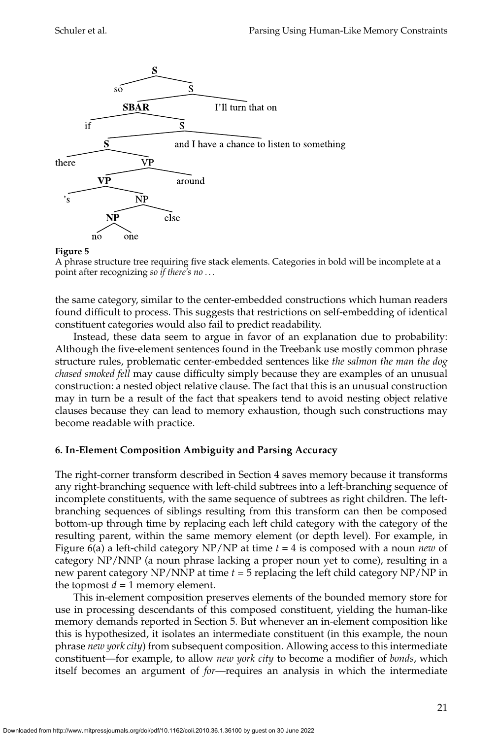**Figure 5**
A phrase structure tree requiring five stack elements. Categories in bold will be incomplete at a point after recognizing *so if there's no . . .*

the same category, similar to the center-embedded constructions which human readers found difficult to process. This suggests that restrictions on self-embedding of identical constituent categories would also fail to predict readability.

Instead, these data seem to argue in favor of an explanation due to probability: Although the five-element sentences found in the Treebank use mostly common phrase structure rules, problematic center-embedded sentences like *the salmon the man the dog chased smoked fell* may cause difficulty simply because they are examples of an unusual construction: a nested object relative clause. The fact that this is an unusual construction may in turn be a result of the fact that speakers tend to avoid nesting object relative clauses because they can lead to memory exhaustion, though such constructions may become readable with practice.

### 6. In-Element Composition Ambiguity and Parsing Accuracy

The right-corner transform described in Section 4 saves memory because it transforms any right-branching sequence with left-child subtrees into a left-branching sequence of incomplete constituents, with the same sequence of subtrees as right children. The left-branching sequences of siblings resulting from this transform can then be composed bottom-up through time by replacing each left child category with the category of the resulting parent, within the same memory element (or depth level). For example, in Figure 6(a) a left-child category NP/NP at time $t = 4$ is composed with a noun *new* of category NP/NNP (a noun phrase lacking a proper noun yet to come), resulting in a new parent category NP/NNP at time $t = 5$ replacing the left child category NP/NP in the topmost $d = 1$ memory element.

This in-element composition preserves elements of the bounded memory store for use in processing descendants of this composed constituent, yielding the human-like memory demands reported in Section 5. But whenever an in-element composition like this is hypothesized, it isolates an intermediate constituent (in this example, the noun phrase *new york city*) from subsequent composition. Allowing access to this intermediate constituent—for example, to allow *new york city* to become a modifier of *bonds*, which itself becomes an argument of *for*—requires an analysis in which the intermediate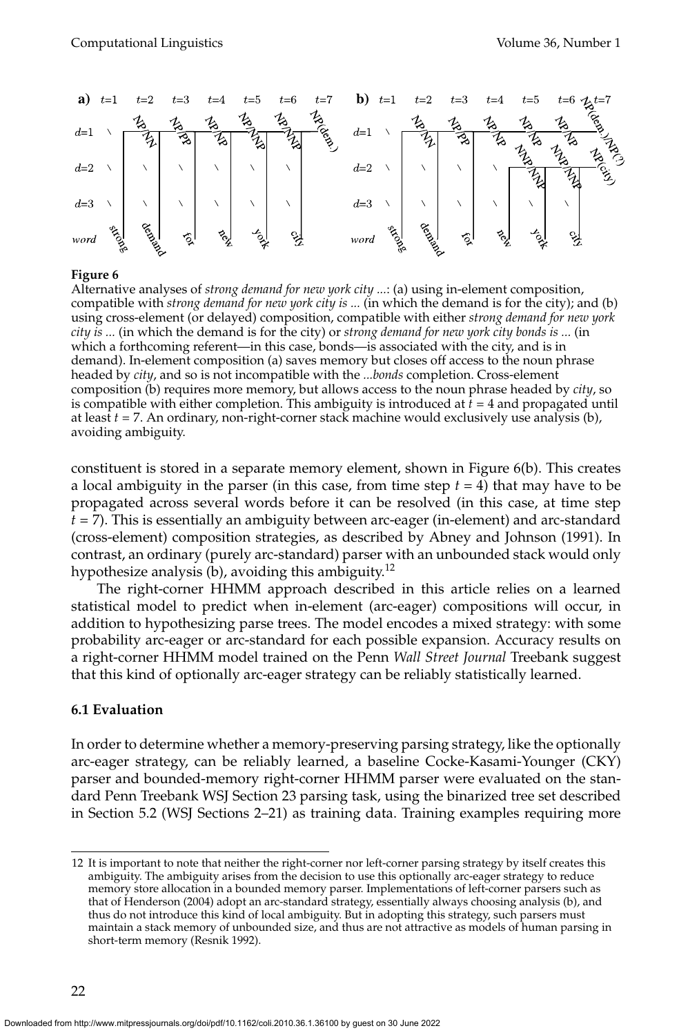**Figure 6**

Alternative analyses of *strong demand for new york city ...*: (a) using in-element composition, compatible with *strong demand for new york city is ...* (in which the demand is for the city); and (b) using cross-element (or delayed) composition, compatible with either *strong demand for new york city is ...* (in which the demand is for the city) or *strong demand for new york city bonds is ...* (in which a forthcoming referent—in this case, bonds—is associated with the city, and is in demand). In-element composition (a) saves memory but closes off access to the noun phrase headed by *city*, and so is not incompatible with the *...bonds* completion. Cross-element composition (b) requires more memory, but allows access to the noun phrase headed by *city*, so is compatible with either completion. This ambiguity is introduced at $t = 4$ and propagated until at least $t = 7$. An ordinary, non-right-corner stack machine would exclusively use analysis (b), avoiding ambiguity.

constituent is stored in a separate memory element, shown in Figure 6(b). This creates a local ambiguity in the parser (in this case, from time step $t = 4$) that may have to be propagated across several words before it can be resolved (in this case, at time step $t = 7$). This is essentially an ambiguity between arc-eager (in-element) and arc-standard (cross-element) composition strategies, as described by Abney and Johnson (1991). In contrast, an ordinary (purely arc-standard) parser with an unbounded stack would only hypothesize analysis (b), avoiding this ambiguity.[12]

The right-corner HHMM approach described in this article relies on a learned statistical model to predict when in-element (arc-eager) compositions will occur, in addition to hypothesizing parse trees. The model encodes a mixed strategy: with some probability arc-eager or arc-standard for each possible expansion. Accuracy results on a right-corner HHMM model trained on the Penn *Wall Street Journal* Treebank suggest that this kind of optionally arc-eager strategy can be reliably statistically learned.

### 6.1 Evaluation

In order to determine whether a memory-preserving parsing strategy, like the optionally arc-eager strategy, can be reliably learned, a baseline Cocke-Kasami-Younger (CKY) parser and bounded-memory right-corner HHMM parser were evaluated on the standard Penn Treebank WSJ Section 23 parsing task, using the binarized tree set described in Section 5.2 (WSJ Sections 2–21) as training data. Training examples requiring more

---

12 It is important to note that neither the right-corner nor left-corner parsing strategy by itself creates this ambiguity. The ambiguity arises from the decision to use this optionally arc-eager strategy to reduce memory store allocation in a bounded memory parser. Implementations of left-corner parsers such as that of Henderson (2004) adopt an arc-standard strategy, essentially always choosing analysis (b), and thus do not introduce this kind of local ambiguity. But in adopting this strategy, such parsers must maintain a stack memory of unbounded size, and thus are not attractive as models of human parsing in short-term memory (Resnik 1992).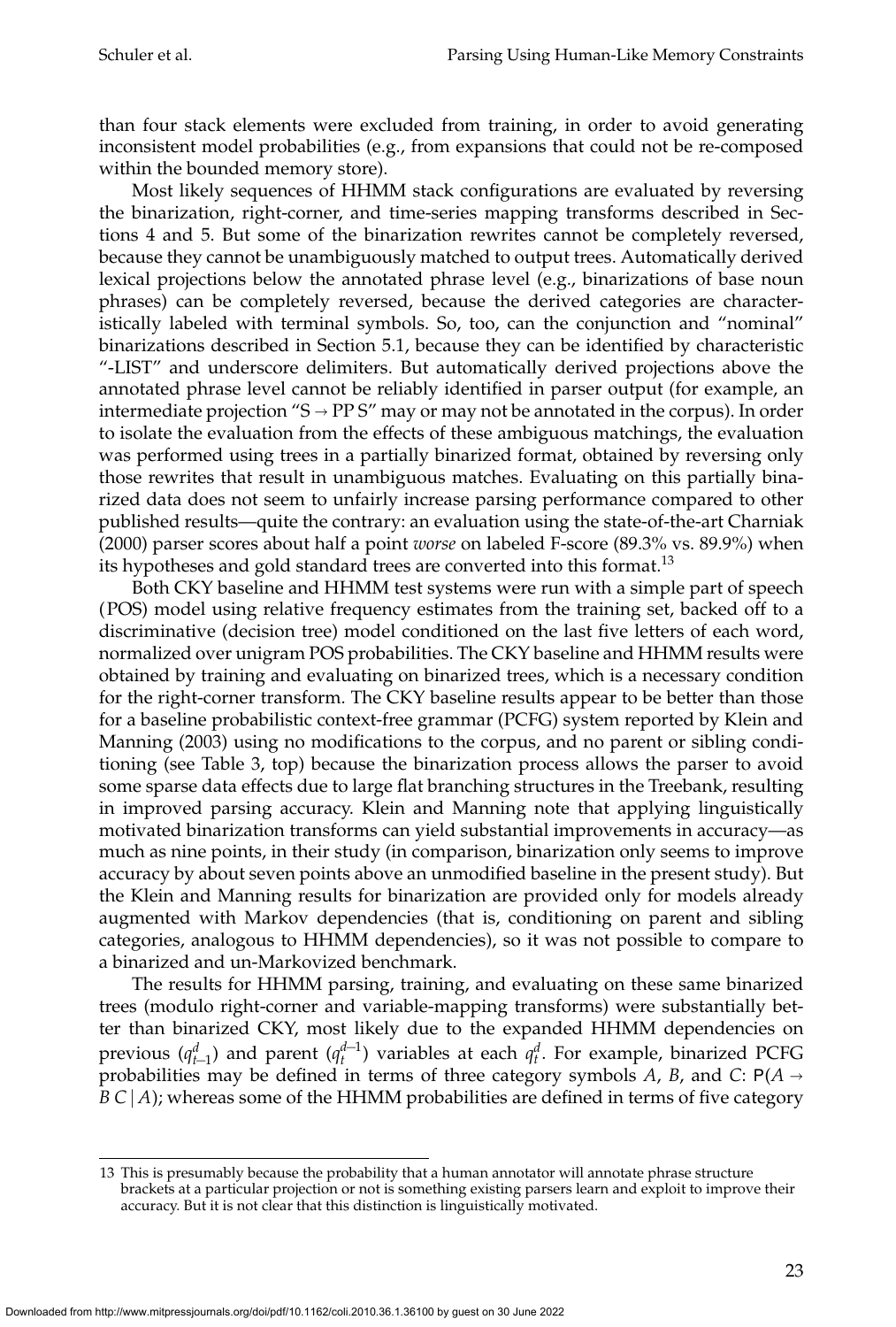than four stack elements were excluded from training, in order to avoid generating inconsistent model probabilities (e.g., from expansions that could not be re-composed within the bounded memory store).

Most likely sequences of HHMM stack configurations are evaluated by reversing the binarization, right-corner, and time-series mapping transforms described in Sections 4 and 5. But some of the binarization rewrites cannot be completely reversed, because they cannot be unambiguously matched to output trees. Automatically derived lexical projections below the annotated phrase level (e.g., binarizations of base noun phrases) can be completely reversed, because the derived categories are characteristically labeled with terminal symbols. So, too, can the conjunction and "nominal" binarizations described in Section 5.1, because they can be identified by characteristic "-LIST" and underscore delimiters. But automatically derived projections above the annotated phrase level cannot be reliably identified in parser output (for example, an intermediate projection "S → PP S" may or may not be annotated in the corpus). In order to isolate the evaluation from the effects of these ambiguous matchings, the evaluation was performed using trees in a partially binarized format, obtained by reversing only those rewrites that result in unambiguous matches. Evaluating on this partially binarized data does not seem to unfairly increase parsing performance compared to other published results—quite the contrary: an evaluation using the state-of-the-art Charniak (2000) parser scores about half a point *worse* on labeled F-score (89.3% vs. 89.9%) when its hypotheses and gold standard trees are converted into this format.[13]

Both CKY baseline and HHMM test systems were run with a simple part of speech (POS) model using relative frequency estimates from the training set, backed off to a discriminative (decision tree) model conditioned on the last five letters of each word, normalized over unigram POS probabilities. The CKY baseline and HHMM results were obtained by training and evaluating on binarized trees, which is a necessary condition for the right-corner transform. The CKY baseline results appear to be better than those for a baseline probabilistic context-free grammar (PCFG) system reported by Klein and Manning (2003) using no modifications to the corpus, and no parent or sibling conditioning (see Table 3, top) because the binarization process allows the parser to avoid some sparse data effects due to large flat branching structures in the Treebank, resulting in improved parsing accuracy. Klein and Manning note that applying linguistically motivated binarization transforms can yield substantial improvements in accuracy—as much as nine points, in their study (in comparison, binarization only seems to improve accuracy by about seven points above an unmodified baseline in the present study). But the Klein and Manning results for binarization are provided only for models already augmented with Markov dependencies (that is, conditioning on parent and sibling categories, analogous to HHMM dependencies), so it was not possible to compare to a binarized and un-Markovized benchmark.

The results for HHMM parsing, training, and evaluating on these same binarized trees (modulo right-corner and variable-mapping transforms) were substantially better than binarized CKY, most likely due to the expanded HHMM dependencies on previous ($q^d_{t-1}$) and parent ($q^{d-1}_t$) variables at each $q^d_t$. For example, binarized PCFG probabilities may be defined in terms of three category symbols $A$, $B$, and $C$: $\mathsf{P}(A \rightarrow B\ C \mid A)$; whereas some of the HHMM probabilities are defined in terms of five category

13 This is presumably because the probability that a human annotator will annotate phrase structure brackets at a particular projection or not is something existing parsers learn and exploit to improve their accuracy. But it is not clear that this distinction is linguistically motivated.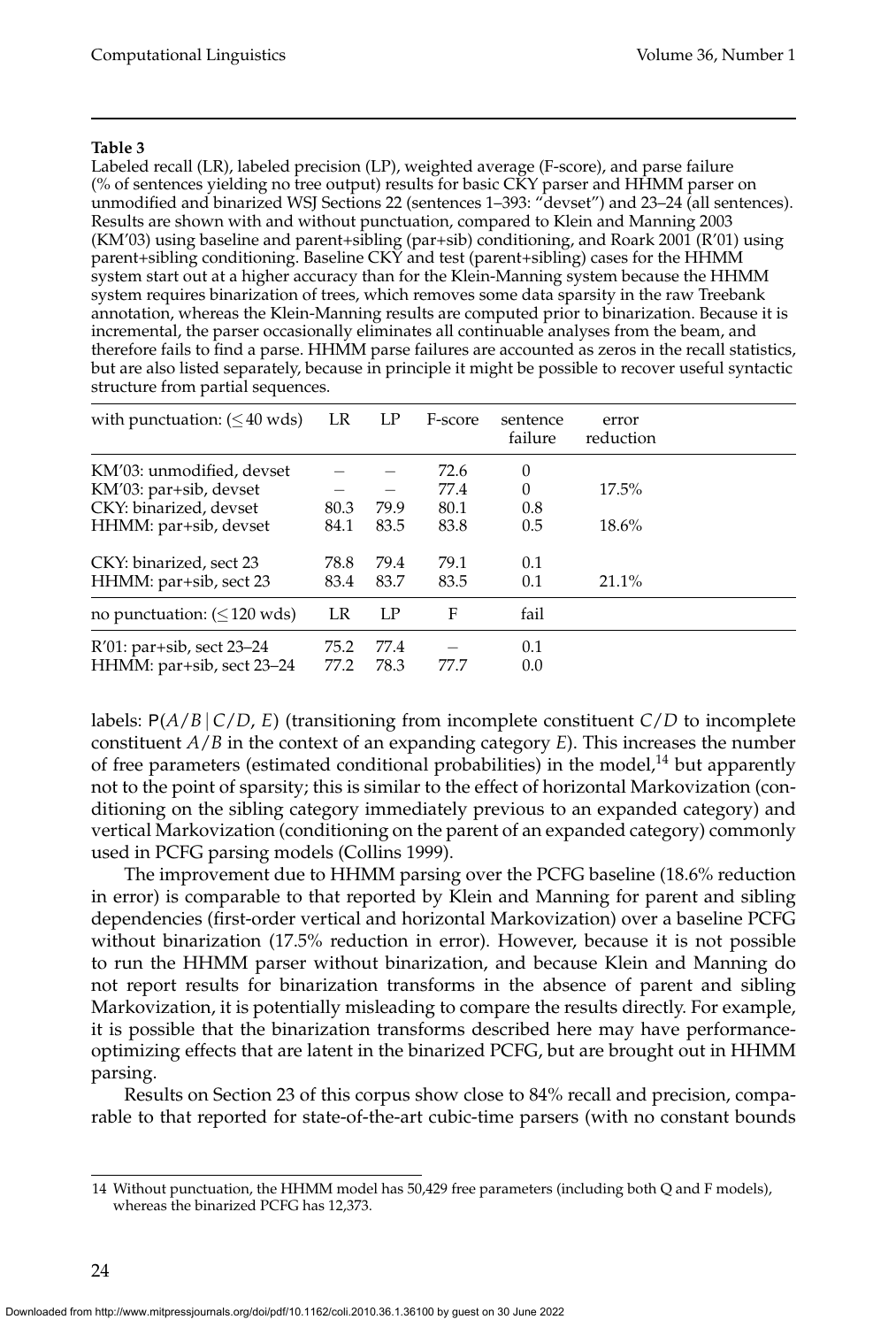**Table 3**

Labeled recall (LR), labeled precision (LP), weighted average (F-score), and parse failure (% of sentences yielding no tree output) results for basic CKY parser and HHMM parser on unmodified and binarized WSJ Sections 22 (sentences 1–393: "devset") and 23–24 (all sentences). Results are shown with and without punctuation, compared to Klein and Manning 2003 (KM'03) using baseline and parent+sibling (par+sib) conditioning, and Roark 2001 (R'01) using parent+sibling conditioning. Baseline CKY and test (parent+sibling) cases for the HHMM system start out at a higher accuracy than for the Klein-Manning system because the HHMM system requires binarization of trees, which removes some data sparsity in the raw Treebank annotation, whereas the Klein-Manning results are computed prior to binarization. Because it is incremental, the parser occasionally eliminates all continuable analyses from the beam, and therefore fails to find a parse. HHMM parse failures are accounted as zeros in the recall statistics, but are also listed separately, because in principle it might be possible to recover useful syntactic structure from partial sequences.

| with punctuation: (≤ 40 wds) | LR | LP | F-score | sentence failure | error reduction |
|---|---|---|---|---|---|
| KM'03: unmodified, devset | – | – | 72.6 | 0 | |
| KM'03: par+sib, devset | – | – | 77.4 | 0 | 17.5% |
| CKY: binarized, devset | 80.3 | 79.9 | 80.1 | 0.8 | |
| HHMM: par+sib, devset | 84.1 | 83.5 | 83.8 | 0.5 | 18.6% |
| CKY: binarized, sect 23 | 78.8 | 79.4 | 79.1 | 0.1 | |
| HHMM: par+sib, sect 23 | 83.4 | 83.7 | 83.5 | 0.1 | 21.1% |
| **no punctuation: (≤ 120 wds)** | **LR** | **LP** | **F** | **fail** | |
| R'01: par+sib, sect 23–24 | 75.2 | 77.4 | – | 0.1 | |
| HHMM: par+sib, sect 23–24 | 77.2 | 78.3 | 77.7 | 0.0 | |

labels: $\mathsf{P}(A/B \,|\, C/D, E)$ (transitioning from incomplete constituent $C/D$ to incomplete constituent $A/B$ in the context of an expanding category $E$). This increases the number of free parameters (estimated conditional probabilities) in the model,[14] but apparently not to the point of sparsity; this is similar to the effect of horizontal Markovization (conditioning on the sibling category immediately previous to an expanded category) and vertical Markovization (conditioning on the parent of an expanded category) commonly used in PCFG parsing models (Collins 1999).

The improvement due to HHMM parsing over the PCFG baseline (18.6% reduction in error) is comparable to that reported by Klein and Manning for parent and sibling dependencies (first-order vertical and horizontal Markovization) over a baseline PCFG without binarization (17.5% reduction in error). However, because it is not possible to run the HHMM parser without binarization, and because Klein and Manning do not report results for binarization transforms in the absence of parent and sibling Markovization, it is potentially misleading to compare the results directly. For example, it is possible that the binarization transforms described here may have performance-optimizing effects that are latent in the binarized PCFG, but are brought out in HHMM parsing.

Results on Section 23 of this corpus show close to 84% recall and precision, comparable to that reported for state-of-the-art cubic-time parsers (with no constant bounds

---

14 Without punctuation, the HHMM model has 50,429 free parameters (including both Q and F models), whereas the binarized PCFG has 12,373.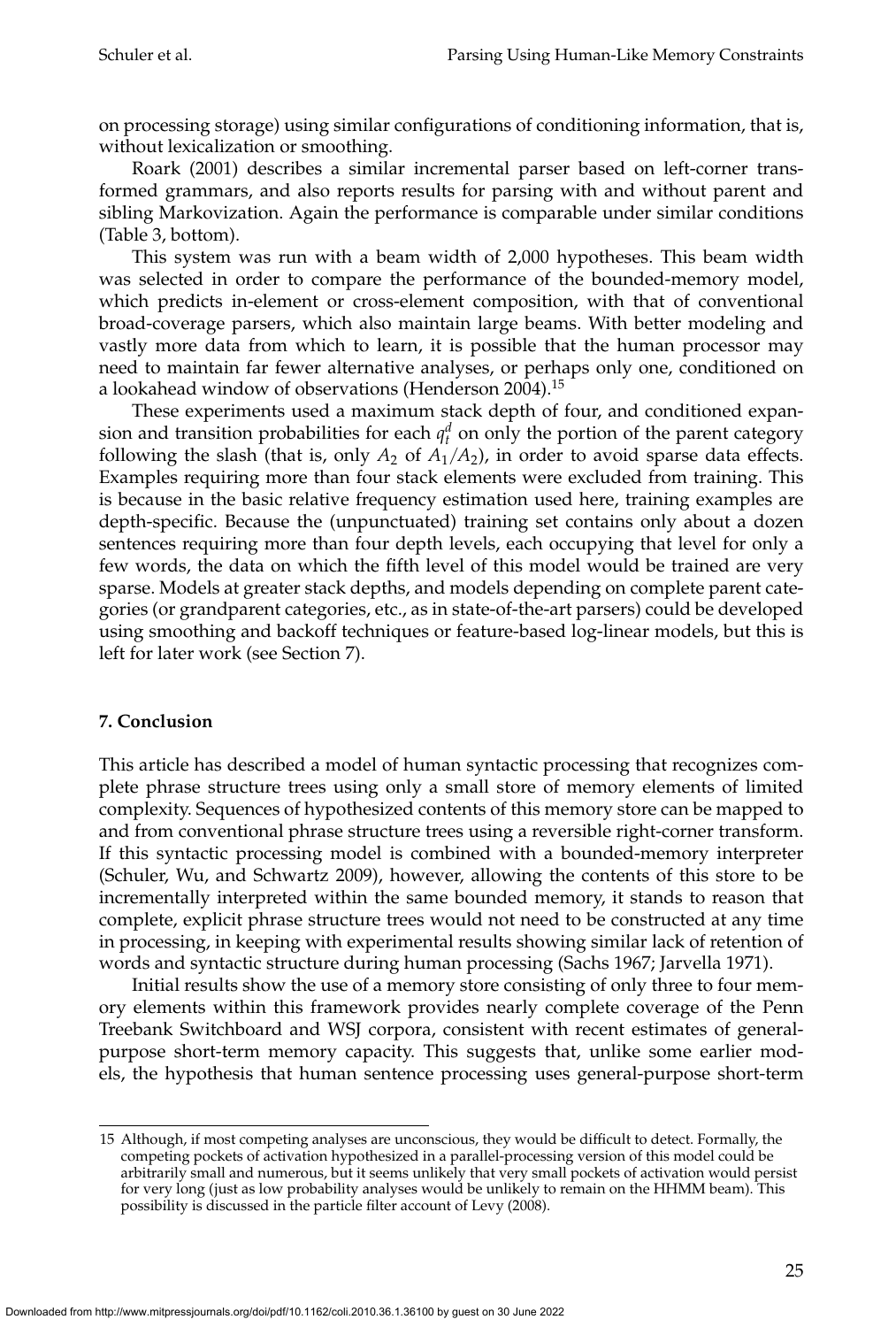on processing storage) using similar configurations of conditioning information, that is, without lexicalization or smoothing.

Roark (2001) describes a similar incremental parser based on left-corner transformed grammars, and also reports results for parsing with and without parent and sibling Markovization. Again the performance is comparable under similar conditions (Table 3, bottom).

This system was run with a beam width of 2,000 hypotheses. This beam width was selected in order to compare the performance of the bounded-memory model, which predicts in-element or cross-element composition, with that of conventional broad-coverage parsers, which also maintain large beams. With better modeling and vastly more data from which to learn, it is possible that the human processor may need to maintain far fewer alternative analyses, or perhaps only one, conditioned on a lookahead window of observations (Henderson 2004).[15]

These experiments used a maximum stack depth of four, and conditioned expansion and transition probabilities for each $q_t^d$ on only the portion of the parent category following the slash (that is, only $A_2$ of $A_1/A_2$), in order to avoid sparse data effects. Examples requiring more than four stack elements were excluded from training. This is because in the basic relative frequency estimation used here, training examples are depth-specific. Because the (unpunctuated) training set contains only about a dozen sentences requiring more than four depth levels, each occupying that level for only a few words, the data on which the fifth level of this model would be trained are very sparse. Models at greater stack depths, and models depending on complete parent categories (or grandparent categories, etc., as in state-of-the-art parsers) could be developed using smoothing and backoff techniques or feature-based log-linear models, but this is left for later work (see Section 7).

## 7. Conclusion

This article has described a model of human syntactic processing that recognizes complete phrase structure trees using only a small store of memory elements of limited complexity. Sequences of hypothesized contents of this memory store can be mapped to and from conventional phrase structure trees using a reversible right-corner transform. If this syntactic processing model is combined with a bounded-memory interpreter (Schuler, Wu, and Schwartz 2009), however, allowing the contents of this store to be incrementally interpreted within the same bounded memory, it stands to reason that complete, explicit phrase structure trees would not need to be constructed at any time in processing, in keeping with experimental results showing similar lack of retention of words and syntactic structure during human processing (Sachs 1967; Jarvella 1971).

Initial results show the use of a memory store consisting of only three to four memory elements within this framework provides nearly complete coverage of the Penn Treebank Switchboard and WSJ corpora, consistent with recent estimates of general-purpose short-term memory capacity. This suggests that, unlike some earlier models, the hypothesis that human sentence processing uses general-purpose short-term

---

15 Although, if most competing analyses are unconscious, they would be difficult to detect. Formally, the competing pockets of activation hypothesized in a parallel-processing version of this model could be arbitrarily small and numerous, but it seems unlikely that very small pockets of activation would persist for very long (just as low probability analyses would be unlikely to remain on the HHMM beam). This possibility is discussed in the particle filter account of Levy (2008).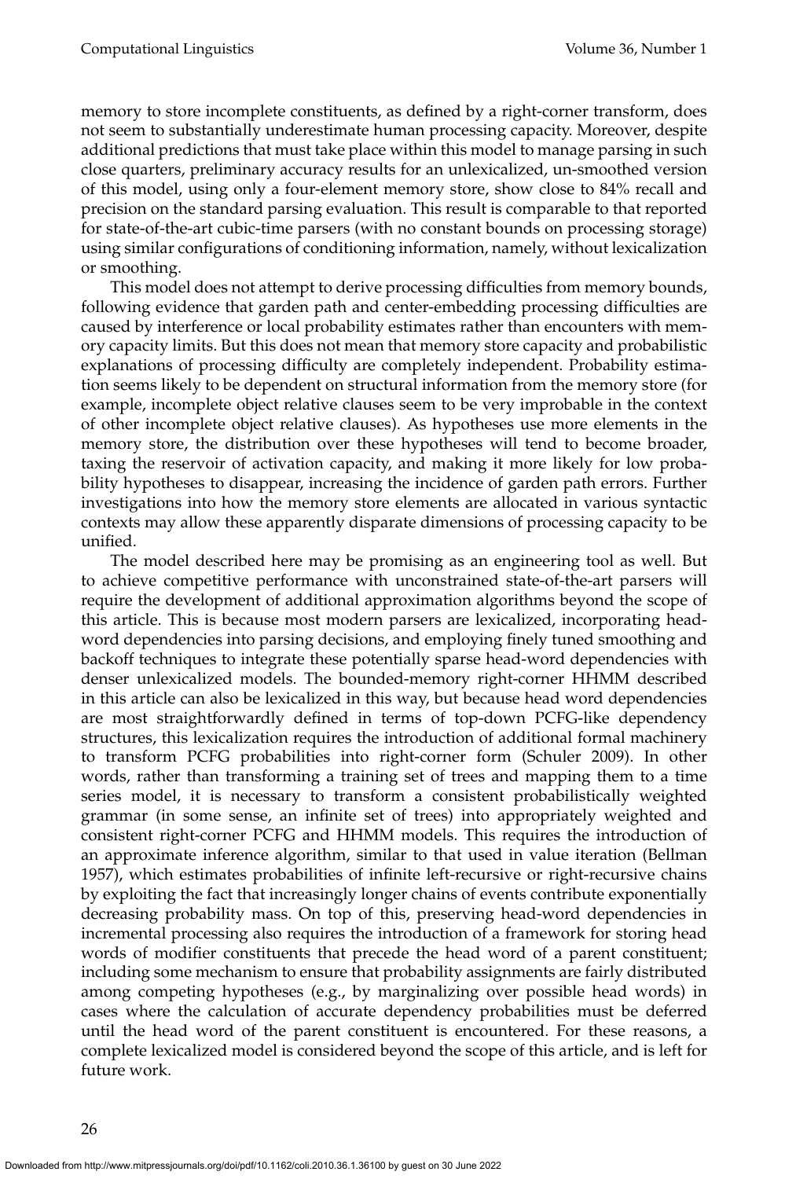memory to store incomplete constituents, as defined by a right-corner transform, does not seem to substantially underestimate human processing capacity. Moreover, despite additional predictions that must take place within this model to manage parsing in such close quarters, preliminary accuracy results for an unlexicalized, un-smoothed version of this model, using only a four-element memory store, show close to 84% recall and precision on the standard parsing evaluation. This result is comparable to that reported for state-of-the-art cubic-time parsers (with no constant bounds on processing storage) using similar configurations of conditioning information, namely, without lexicalization or smoothing.

This model does not attempt to derive processing difficulties from memory bounds, following evidence that garden path and center-embedding processing difficulties are caused by interference or local probability estimates rather than encounters with memory capacity limits. But this does not mean that memory store capacity and probabilistic explanations of processing difficulty are completely independent. Probability estimation seems likely to be dependent on structural information from the memory store (for example, incomplete object relative clauses seem to be very improbable in the context of other incomplete object relative clauses). As hypotheses use more elements in the memory store, the distribution over these hypotheses will tend to become broader, taxing the reservoir of activation capacity, and making it more likely for low probability hypotheses to disappear, increasing the incidence of garden path errors. Further investigations into how the memory store elements are allocated in various syntactic contexts may allow these apparently disparate dimensions of processing capacity to be unified.

The model described here may be promising as an engineering tool as well. But to achieve competitive performance with unconstrained state-of-the-art parsers will require the development of additional approximation algorithms beyond the scope of this article. This is because most modern parsers are lexicalized, incorporating head-word dependencies into parsing decisions, and employing finely tuned smoothing and backoff techniques to integrate these potentially sparse head-word dependencies with denser unlexicalized models. The bounded-memory right-corner HHMM described in this article can also be lexicalized in this way, but because head word dependencies are most straightforwardly defined in terms of top-down PCFG-like dependency structures, this lexicalization requires the introduction of additional formal machinery to transform PCFG probabilities into right-corner form (Schuler 2009). In other words, rather than transforming a training set of trees and mapping them to a time series model, it is necessary to transform a consistent probabilistically weighted grammar (in some sense, an infinite set of trees) into appropriately weighted and consistent right-corner PCFG and HHMM models. This requires the introduction of an approximate inference algorithm, similar to that used in value iteration (Bellman 1957), which estimates probabilities of infinite left-recursive or right-recursive chains by exploiting the fact that increasingly longer chains of events contribute exponentially decreasing probability mass. On top of this, preserving head-word dependencies in incremental processing also requires the introduction of a framework for storing head words of modifier constituents that precede the head word of a parent constituent; including some mechanism to ensure that probability assignments are fairly distributed among competing hypotheses (e.g., by marginalizing over possible head words) in cases where the calculation of accurate dependency probabilities must be deferred until the head word of the parent constituent is encountered. For these reasons, a complete lexicalized model is considered beyond the scope of this article, and is left for future work.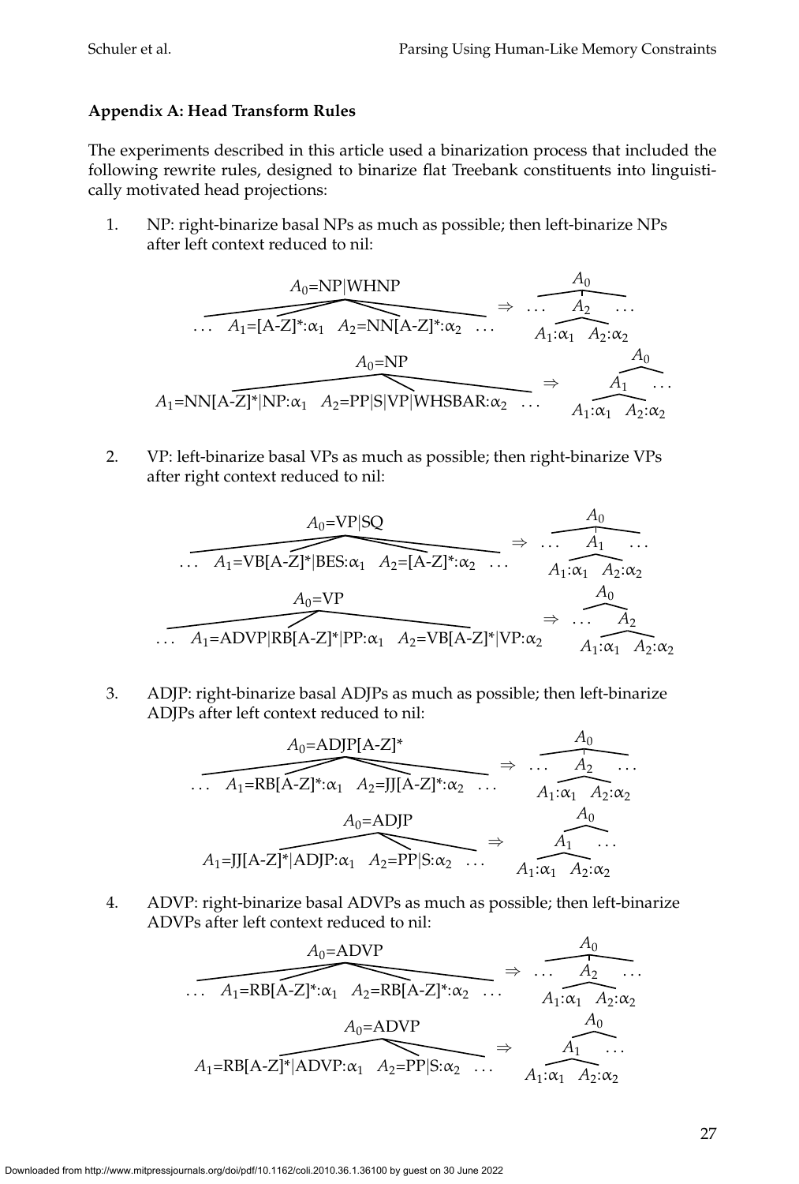## Appendix A: Head Transform Rules

The experiments described in this article used a binarization process that included the following rewrite rules, designed to binarize flat Treebank constituents into linguistically motivated head projections:

1. NP: right-binarize basal NPs as much as possible; then left-binarize NPs after left context reduced to nil:

$$A_0\text{=NP|WHNP} \; \big[\; \ldots\; A_1\text{=[A-Z]*}{:}\alpha_1 \;\; A_2\text{=NN[A-Z]*}{:}\alpha_2 \;\ldots \big] \Rightarrow A_0 \big[ \ldots\; A_2 [A_1{:}\alpha_1 \;\; A_2{:}\alpha_2] \;\ldots \big]$$

$$A_0\text{=NP} \; \big[\; A_1\text{=NN[A-Z]*|NP}{:}\alpha_1 \;\; A_2\text{=PP|S|VP|WHSBAR}{:}\alpha_2 \;\ldots \big] \Rightarrow A_0 \big[ A_1 [A_1{:}\alpha_1 \;\; A_2{:}\alpha_2] \;\ldots \big]$$

2. VP: left-binarize basal VPs as much as possible; then right-binarize VPs after right context reduced to nil:

$$A_0\text{=VP|SQ} \; \big[\; \ldots\; A_1\text{=VB[A-Z]*|BES}{:}\alpha_1 \;\; A_2\text{=[A-Z]*}{:}\alpha_2 \;\ldots \big] \Rightarrow A_0 \big[ \ldots\; A_1 [A_1{:}\alpha_1 \;\; A_2{:}\alpha_2] \;\ldots \big]$$

$$A_0\text{=VP} \; \big[\; \ldots\; A_1\text{=ADVP|RB[A-Z]*|PP}{:}\alpha_1 \;\; A_2\text{=VB[A-Z]*|VP}{:}\alpha_2 \big] \Rightarrow A_0 \big[ \ldots\; A_2 [A_1{:}\alpha_1 \;\; A_2{:}\alpha_2] \big]$$

3. ADJP: right-binarize basal ADJPs as much as possible; then left-binarize ADJPs after left context reduced to nil:

$$A_0\text{=ADJP[A-Z]*} \; \big[\; \ldots\; A_1\text{=RB[A-Z]*}{:}\alpha_1 \;\; A_2\text{=JJ[A-Z]*}{:}\alpha_2 \;\ldots \big] \Rightarrow A_0 \big[ \ldots\; A_2 [A_1{:}\alpha_1 \;\; A_2{:}\alpha_2] \;\ldots \big]$$

$$A_0\text{=ADJP} \; \big[\; A_1\text{=JJ[A-Z]*|ADJP}{:}\alpha_1 \;\; A_2\text{=PP|S}{:}\alpha_2 \;\ldots \big] \Rightarrow A_0 \big[ A_1 [A_1{:}\alpha_1 \;\; A_2{:}\alpha_2] \;\ldots \big]$$

4. ADVP: right-binarize basal ADVPs as much as possible; then left-binarize ADVPs after left context reduced to nil:

$$A_0\text{=ADVP} \; \big[\; \ldots\; A_1\text{=RB[A-Z]*}{:}\alpha_1 \;\; A_2\text{=RB[A-Z]*}{:}\alpha_2 \;\ldots \big] \Rightarrow A_0 \big[ \ldots\; A_2 [A_1{:}\alpha_1 \;\; A_2{:}\alpha_2] \;\ldots \big]$$

$$A_0\text{=ADVP} \; \big[\; A_1\text{=RB[A-Z]*|ADVP}{:}\alpha_1 \;\; A_2\text{=PP|S}{:}\alpha_2 \;\ldots \big] \Rightarrow A_0 \big[ A_1 [A_1{:}\alpha_1 \;\; A_2{:}\alpha_2] \;\ldots \big]$$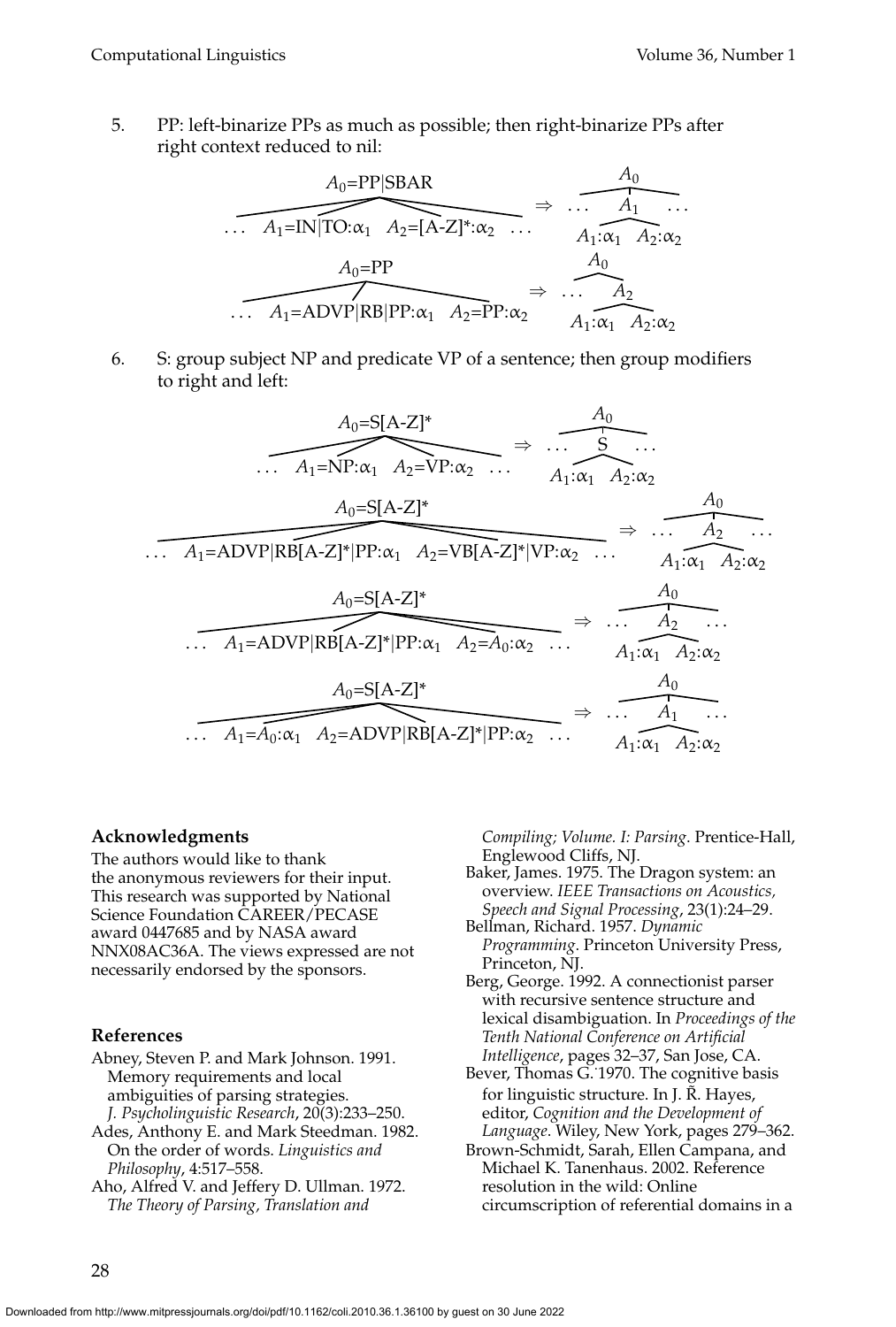5. PP: left-binarize PPs as much as possible; then right-binarize PPs after right context reduced to nil:

$$A_0\text{=PP|SBAR} \rightarrow \ldots\ A_1\text{=IN|TO}:\alpha_1\ \ A_2\text{=[A-Z]*}:\alpha_2\ \ldots \quad \Rightarrow \quad A_0 \rightarrow \ldots\ A_1\ \ldots,\quad A_1 \rightarrow A_1:\alpha_1\ \ A_2:\alpha_2$$

$$A_0\text{=PP} \rightarrow \ldots\ A_1\text{=ADVP|RB|PP}:\alpha_1\ \ A_2\text{=PP}:\alpha_2 \quad \Rightarrow \quad A_0 \rightarrow \ldots\ A_2,\quad A_2 \rightarrow A_1:\alpha_1\ \ A_2:\alpha_2$$

6. S: group subject NP and predicate VP of a sentence; then group modifiers to right and left:

$$A_0\text{=S[A-Z]*} \rightarrow \ldots\ A_1\text{=NP}:\alpha_1\ \ A_2\text{=VP}:\alpha_2\ \ldots \quad \Rightarrow \quad A_0 \rightarrow \ldots\ \text{S}\ \ldots,\quad \text{S} \rightarrow A_1:\alpha_1\ \ A_2:\alpha_2$$

$$A_0\text{=S[A-Z]*} \rightarrow \ldots\ A_1\text{=ADVP|RB[A-Z]*|PP}:\alpha_1\ \ A_2\text{=VB[A-Z]*|VP}:\alpha_2\ \ldots \quad \Rightarrow \quad A_0 \rightarrow \ldots\ A_2\ \ldots,\quad A_2 \rightarrow A_1:\alpha_1\ \ A_2:\alpha_2$$

$$A_0\text{=S[A-Z]*} \rightarrow \ldots\ A_1\text{=ADVP|RB[A-Z]*|PP}:\alpha_1\ \ A_2\text{=}A_0:\alpha_2\ \ldots \quad \Rightarrow \quad A_0 \rightarrow \ldots\ A_2\ \ldots,\quad A_2 \rightarrow A_1:\alpha_1\ \ A_2:\alpha_2$$

$$A_0\text{=S[A-Z]*} \rightarrow \ldots\ A_1\text{=}A_0:\alpha_1\ \ A_2\text{=ADVP|RB[A-Z]*|PP}:\alpha_2\ \ldots \quad \Rightarrow \quad A_0 \rightarrow \ldots\ A_1\ \ldots,\quad A_1 \rightarrow A_1:\alpha_1\ \ A_2:\alpha_2$$

## Acknowledgments

The authors would like to thank the anonymous reviewers for their input. This research was supported by National Science Foundation CAREER/PECASE award 0447685 and by NASA award NNX08AC36A. The views expressed are not necessarily endorsed by the sponsors.

## References

Abney, Steven P. and Mark Johnson. 1991. Memory requirements and local ambiguities of parsing strategies. *J. Psycholinguistic Research*, 20(3):233–250.

Ades, Anthony E. and Mark Steedman. 1982. On the order of words. *Linguistics and Philosophy*, 4:517–558.

Aho, Alfred V. and Jeffery D. Ullman. 1972. *The Theory of Parsing, Translation and Compiling; Volume. I: Parsing*. Prentice-Hall, Englewood Cliffs, NJ.

Baker, James. 1975. The Dragon system: an overview. *IEEE Transactions on Acoustics, Speech and Signal Processing*, 23(1):24–29.

Bellman, Richard. 1957. *Dynamic Programming*. Princeton University Press, Princeton, NJ.

Berg, George. 1992. A connectionist parser with recursive sentence structure and lexical disambiguation. In *Proceedings of the Tenth National Conference on Artificial Intelligence*, pages 32–37, San Jose, CA.

Bever, Thomas G. 1970. The cognitive basis for linguistic structure. In J. R. Hayes, editor, *Cognition and the Development of Language*. Wiley, New York, pages 279–362.

Brown-Schmidt, Sarah, Ellen Campana, and Michael K. Tanenhaus. 2002. Reference resolution in the wild: Online circumscription of referential domains in a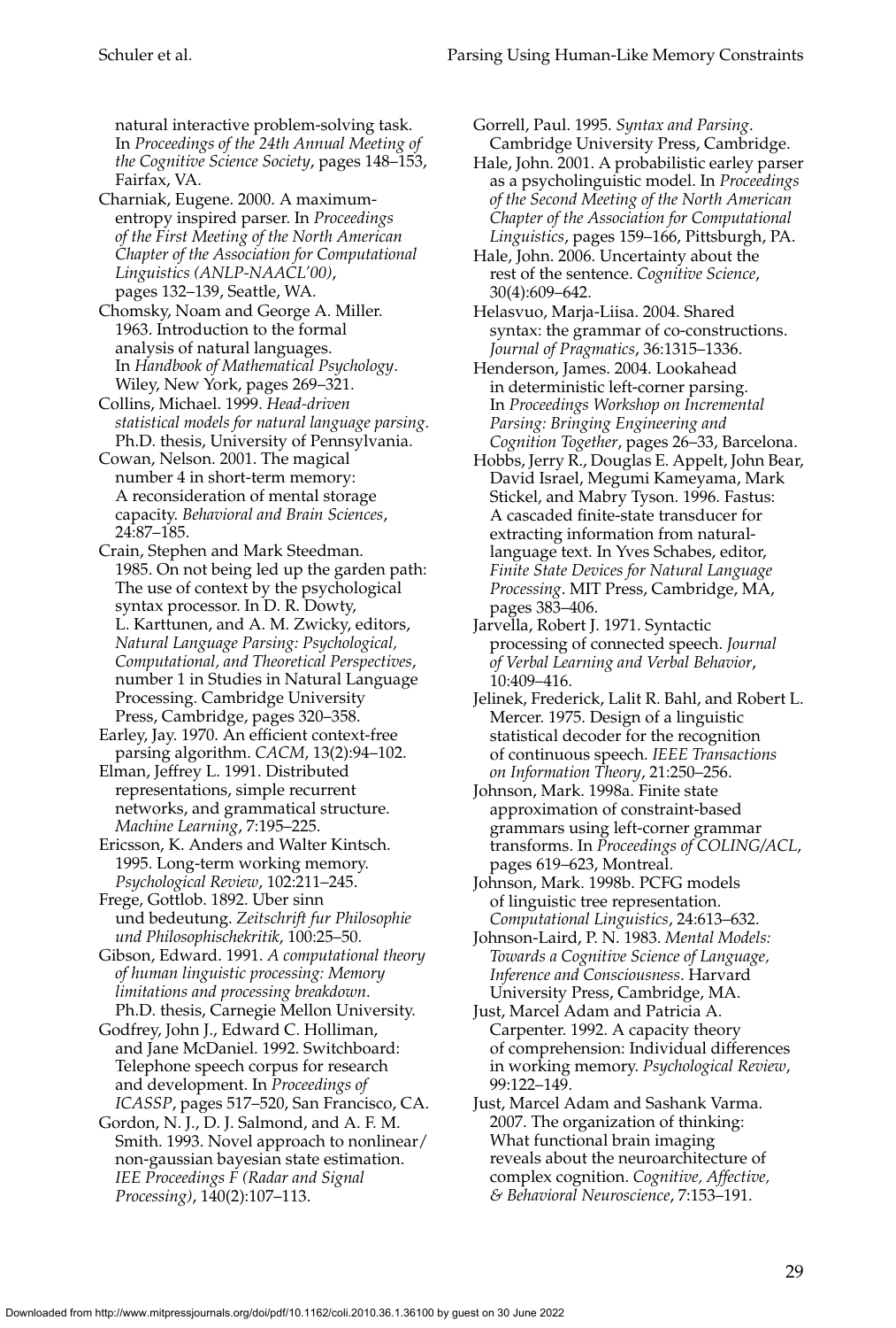natural interactive problem-solving task. In *Proceedings of the 24th Annual Meeting of the Cognitive Science Society*, pages 148–153, Fairfax, VA.

Charniak, Eugene. 2000. A maximum-entropy inspired parser. In *Proceedings of the First Meeting of the North American Chapter of the Association for Computational Linguistics (ANLP-NAACL'00)*, pages 132–139, Seattle, WA.

Chomsky, Noam and George A. Miller. 1963. Introduction to the formal analysis of natural languages. In *Handbook of Mathematical Psychology*. Wiley, New York, pages 269–321.

Collins, Michael. 1999. *Head-driven statistical models for natural language parsing*. Ph.D. thesis, University of Pennsylvania.

Cowan, Nelson. 2001. The magical number 4 in short-term memory: A reconsideration of mental storage capacity. *Behavioral and Brain Sciences*, 24:87–185.

Crain, Stephen and Mark Steedman. 1985. On not being led up the garden path: The use of context by the psychological syntax processor. In D. R. Dowty, L. Karttunen, and A. M. Zwicky, editors, *Natural Language Parsing: Psychological, Computational, and Theoretical Perspectives*, number 1 in Studies in Natural Language Processing. Cambridge University Press, Cambridge, pages 320–358.

Earley, Jay. 1970. An efficient context-free parsing algorithm. *CACM*, 13(2):94–102.

Elman, Jeffrey L. 1991. Distributed representations, simple recurrent networks, and grammatical structure. *Machine Learning*, 7:195–225.

Ericsson, K. Anders and Walter Kintsch. 1995. Long-term working memory. *Psychological Review*, 102:211–245.

Frege, Gottlob. 1892. Uber sinn und bedeutung. *Zeitschrift fur Philosophie und Philosophischekritik*, 100:25–50.

Gibson, Edward. 1991. *A computational theory of human linguistic processing: Memory limitations and processing breakdown*. Ph.D. thesis, Carnegie Mellon University.

Godfrey, John J., Edward C. Holliman, and Jane McDaniel. 1992. Switchboard: Telephone speech corpus for research and development. In *Proceedings of ICASSP*, pages 517–520, San Francisco, CA.

Gordon, N. J., D. J. Salmond, and A. F. M. Smith. 1993. Novel approach to nonlinear/non-gaussian bayesian state estimation. *IEE Proceedings F (Radar and Signal Processing)*, 140(2):107–113.

Gorrell, Paul. 1995. *Syntax and Parsing*. Cambridge University Press, Cambridge.

Hale, John. 2001. A probabilistic earley parser as a psycholinguistic model. In *Proceedings of the Second Meeting of the North American Chapter of the Association for Computational Linguistics*, pages 159–166, Pittsburgh, PA.

Hale, John. 2006. Uncertainty about the rest of the sentence. *Cognitive Science*, 30(4):609–642.

Helasvuo, Marja-Liisa. 2004. Shared syntax: the grammar of co-constructions. *Journal of Pragmatics*, 36:1315–1336.

Henderson, James. 2004. Lookahead in deterministic left-corner parsing. In *Proceedings Workshop on Incremental Parsing: Bringing Engineering and Cognition Together*, pages 26–33, Barcelona.

Hobbs, Jerry R., Douglas E. Appelt, John Bear, David Israel, Megumi Kameyama, Mark Stickel, and Mabry Tyson. 1996. Fastus: A cascaded finite-state transducer for extracting information from natural-language text. In Yves Schabes, editor, *Finite State Devices for Natural Language Processing*. MIT Press, Cambridge, MA, pages 383–406.

Jarvella, Robert J. 1971. Syntactic processing of connected speech. *Journal of Verbal Learning and Verbal Behavior*, 10:409–416.

Jelinek, Frederick, Lalit R. Bahl, and Robert L. Mercer. 1975. Design of a linguistic statistical decoder for the recognition of continuous speech. *IEEE Transactions on Information Theory*, 21:250–256.

Johnson, Mark. 1998a. Finite state approximation of constraint-based grammars using left-corner grammar transforms. In *Proceedings of COLING/ACL*, pages 619–623, Montreal.

Johnson, Mark. 1998b. PCFG models of linguistic tree representation. *Computational Linguistics*, 24:613–632.

Johnson-Laird, P. N. 1983. *Mental Models: Towards a Cognitive Science of Language, Inference and Consciousness*. Harvard University Press, Cambridge, MA.

Just, Marcel Adam and Patricia A. Carpenter. 1992. A capacity theory of comprehension: Individual differences in working memory. *Psychological Review*, 99:122–149.

Just, Marcel Adam and Sashank Varma. 2007. The organization of thinking: What functional brain imaging reveals about the neuroarchitecture of complex cognition. *Cognitive, Affective, & Behavioral Neuroscience*, 7:153–191.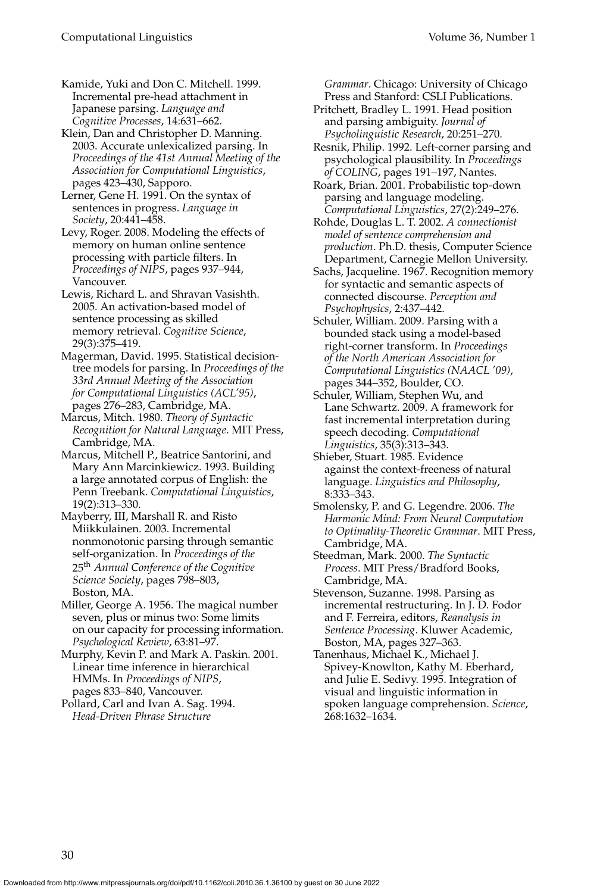Kamide, Yuki and Don C. Mitchell. 1999. Incremental pre-head attachment in Japanese parsing. *Language and Cognitive Processes*, 14:631–662.

Klein, Dan and Christopher D. Manning. 2003. Accurate unlexicalized parsing. In *Proceedings of the 41st Annual Meeting of the Association for Computational Linguistics*, pages 423–430, Sapporo.

Lerner, Gene H. 1991. On the syntax of sentences in progress. *Language in Society*, 20:441–458.

Levy, Roger. 2008. Modeling the effects of memory on human online sentence processing with particle filters. In *Proceedings of NIPS*, pages 937–944, Vancouver.

Lewis, Richard L. and Shravan Vasishth. 2005. An activation-based model of sentence processing as skilled memory retrieval. *Cognitive Science*, 29(3):375–419.

Magerman, David. 1995. Statistical decision-tree models for parsing. In *Proceedings of the 33rd Annual Meeting of the Association for Computational Linguistics (ACL'95)*, pages 276–283, Cambridge, MA.

Marcus, Mitch. 1980. *Theory of Syntactic Recognition for Natural Language*. MIT Press, Cambridge, MA.

Marcus, Mitchell P., Beatrice Santorini, and Mary Ann Marcinkiewicz. 1993. Building a large annotated corpus of English: the Penn Treebank. *Computational Linguistics*, 19(2):313–330.

Mayberry, III, Marshall R. and Risto Miikkulainen. 2003. Incremental nonmonotonic parsing through semantic self-organization. In *Proceedings of the 25th Annual Conference of the Cognitive Science Society*, pages 798–803, Boston, MA.

Miller, George A. 1956. The magical number seven, plus or minus two: Some limits on our capacity for processing information. *Psychological Review*, 63:81–97.

Murphy, Kevin P. and Mark A. Paskin. 2001. Linear time inference in hierarchical HMMs. In *Proceedings of NIPS*, pages 833–840, Vancouver.

Pollard, Carl and Ivan A. Sag. 1994. *Head-Driven Phrase Structure Grammar*. Chicago: University of Chicago Press and Stanford: CSLI Publications.

Pritchett, Bradley L. 1991. Head position and parsing ambiguity. *Journal of Psycholinguistic Research*, 20:251–270.

Resnik, Philip. 1992. Left-corner parsing and psychological plausibility. In *Proceedings of COLING*, pages 191–197, Nantes.

Roark, Brian. 2001. Probabilistic top-down parsing and language modeling. *Computational Linguistics*, 27(2):249–276.

Rohde, Douglas L. T. 2002. *A connectionist model of sentence comprehension and production*. Ph.D. thesis, Computer Science Department, Carnegie Mellon University.

Sachs, Jacqueline. 1967. Recognition memory for syntactic and semantic aspects of connected discourse. *Perception and Psychophysics*, 2:437–442.

Schuler, William. 2009. Parsing with a bounded stack using a model-based right-corner transform. In *Proceedings of the North American Association for Computational Linguistics (NAACL '09)*, pages 344–352, Boulder, CO.

Schuler, William, Stephen Wu, and Lane Schwartz. 2009. A framework for fast incremental interpretation during speech decoding. *Computational Linguistics*, 35(3):313–343.

Shieber, Stuart. 1985. Evidence against the context-freeness of natural language. *Linguistics and Philosophy*, 8:333–343.

Smolensky, P. and G. Legendre. 2006. *The Harmonic Mind: From Neural Computation to Optimality-Theoretic Grammar*. MIT Press, Cambridge, MA.

Steedman, Mark. 2000. *The Syntactic Process*. MIT Press/Bradford Books, Cambridge, MA.

Stevenson, Suzanne. 1998. Parsing as incremental restructuring. In J. D. Fodor and F. Ferreira, editors, *Reanalysis in Sentence Processing*. Kluwer Academic, Boston, MA, pages 327–363.

Tanenhaus, Michael K., Michael J. Spivey-Knowlton, Kathy M. Eberhard, and Julie E. Sedivy. 1995. Integration of visual and linguistic information in spoken language comprehension. *Science*, 268:1632–1634.